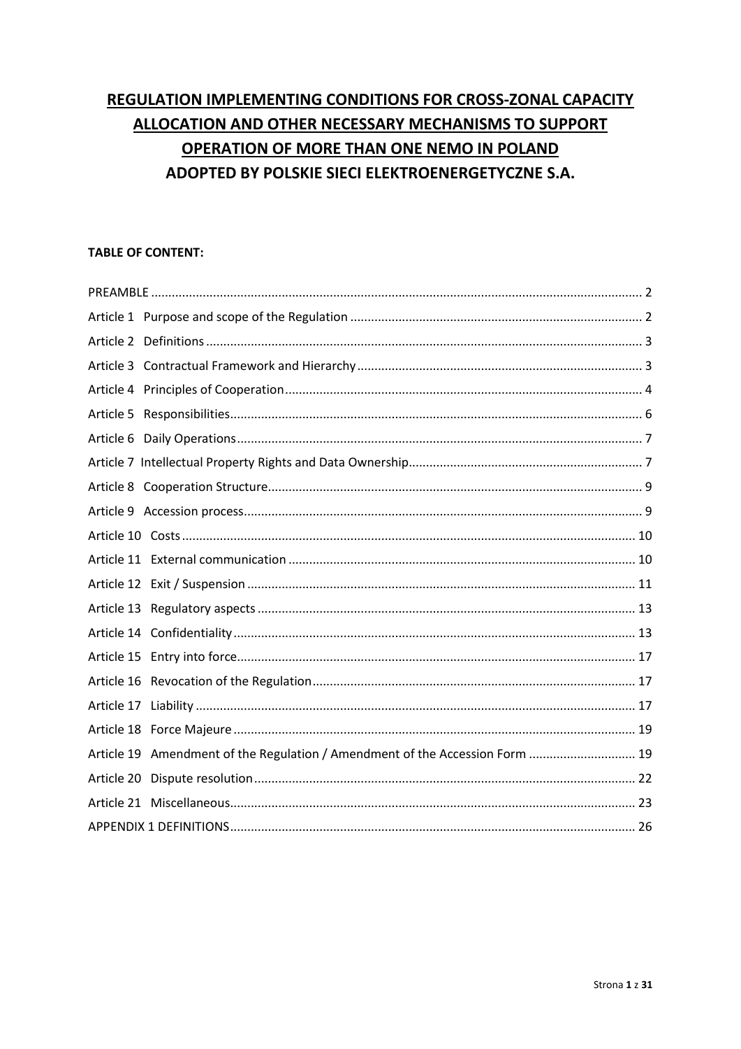# REGULATION IMPLEMENTING CONDITIONS FOR CROSS-ZONAL CAPACITY ALLOCATION AND OTHER NECESSARY MECHANISMS TO SUPPORT OPERATION OF MORE THAN ONE NEMO IN POLAND
# ADOPTED BY POLSKIE SIECI ELEKTROENERGETYCZNE S.A.

**TABLE OF CONTENT:**

| | |
|---|---|
| PREAMBLE | 2 |
| Article 1 Purpose and scope of the Regulation | 2 |
| Article 2 Definitions | 3 |
| Article 3 Contractual Framework and Hierarchy | 3 |
| Article 4 Principles of Cooperation | 4 |
| Article 5 Responsibilities | 6 |
| Article 6 Daily Operations | 7 |
| Article 7 Intellectual Property Rights and Data Ownership | 7 |
| Article 8 Cooperation Structure | 9 |
| Article 9 Accession process | 9 |
| Article 10 Costs | 10 |
| Article 11 External communication | 10 |
| Article 12 Exit / Suspension | 11 |
| Article 13 Regulatory aspects | 13 |
| Article 14 Confidentiality | 13 |
| Article 15 Entry into force | 17 |
| Article 16 Revocation of the Regulation | 17 |
| Article 17 Liability | 17 |
| Article 18 Force Majeure | 19 |
| Article 19 Amendment of the Regulation / Amendment of the Accession Form | 19 |
| Article 20 Dispute resolution | 22 |
| Article 21 Miscellaneous | 23 |
| APPENDIX 1 DEFINITIONS | 26 |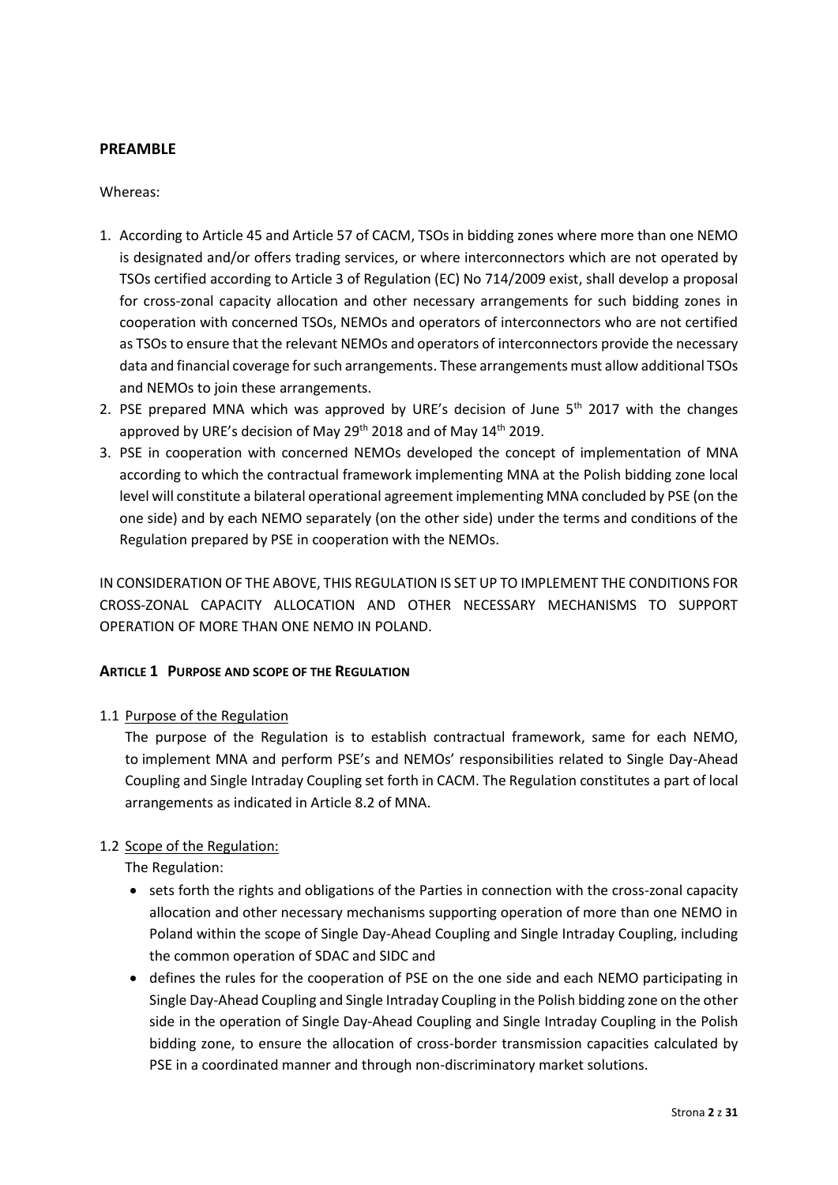## PREAMBLE

Whereas:

1. According to Article 45 and Article 57 of CACM, TSOs in bidding zones where more than one NEMO is designated and/or offers trading services, or where interconnectors which are not operated by TSOs certified according to Article 3 of Regulation (EC) No 714/2009 exist, shall develop a proposal for cross-zonal capacity allocation and other necessary arrangements for such bidding zones in cooperation with concerned TSOs, NEMOs and operators of interconnectors who are not certified as TSOs to ensure that the relevant NEMOs and operators of interconnectors provide the necessary data and financial coverage for such arrangements. These arrangements must allow additional TSOs and NEMOs to join these arrangements.
2. PSE prepared MNA which was approved by URE's decision of June 5th 2017 with the changes approved by URE's decision of May 29th 2018 and of May 14th 2019.
3. PSE in cooperation with concerned NEMOs developed the concept of implementation of MNA according to which the contractual framework implementing MNA at the Polish bidding zone local level will constitute a bilateral operational agreement implementing MNA concluded by PSE (on the one side) and by each NEMO separately (on the other side) under the terms and conditions of the Regulation prepared by PSE in cooperation with the NEMOs.

IN CONSIDERATION OF THE ABOVE, THIS REGULATION IS SET UP TO IMPLEMENT THE CONDITIONS FOR CROSS-ZONAL CAPACITY ALLOCATION AND OTHER NECESSARY MECHANISMS TO SUPPORT OPERATION OF MORE THAN ONE NEMO IN POLAND.

### ARTICLE 1 PURPOSE AND SCOPE OF THE REGULATION

1.1 Purpose of the Regulation

The purpose of the Regulation is to establish contractual framework, same for each NEMO, to implement MNA and perform PSE's and NEMOs' responsibilities related to Single Day-Ahead Coupling and Single Intraday Coupling set forth in CACM. The Regulation constitutes a part of local arrangements as indicated in Article 8.2 of MNA.

1.2 Scope of the Regulation:

The Regulation:

- sets forth the rights and obligations of the Parties in connection with the cross-zonal capacity allocation and other necessary mechanisms supporting operation of more than one NEMO in Poland within the scope of Single Day-Ahead Coupling and Single Intraday Coupling, including the common operation of SDAC and SIDC and
- defines the rules for the cooperation of PSE on the one side and each NEMO participating in Single Day-Ahead Coupling and Single Intraday Coupling in the Polish bidding zone on the other side in the operation of Single Day-Ahead Coupling and Single Intraday Coupling in the Polish bidding zone, to ensure the allocation of cross-border transmission capacities calculated by PSE in a coordinated manner and through non-discriminatory market solutions.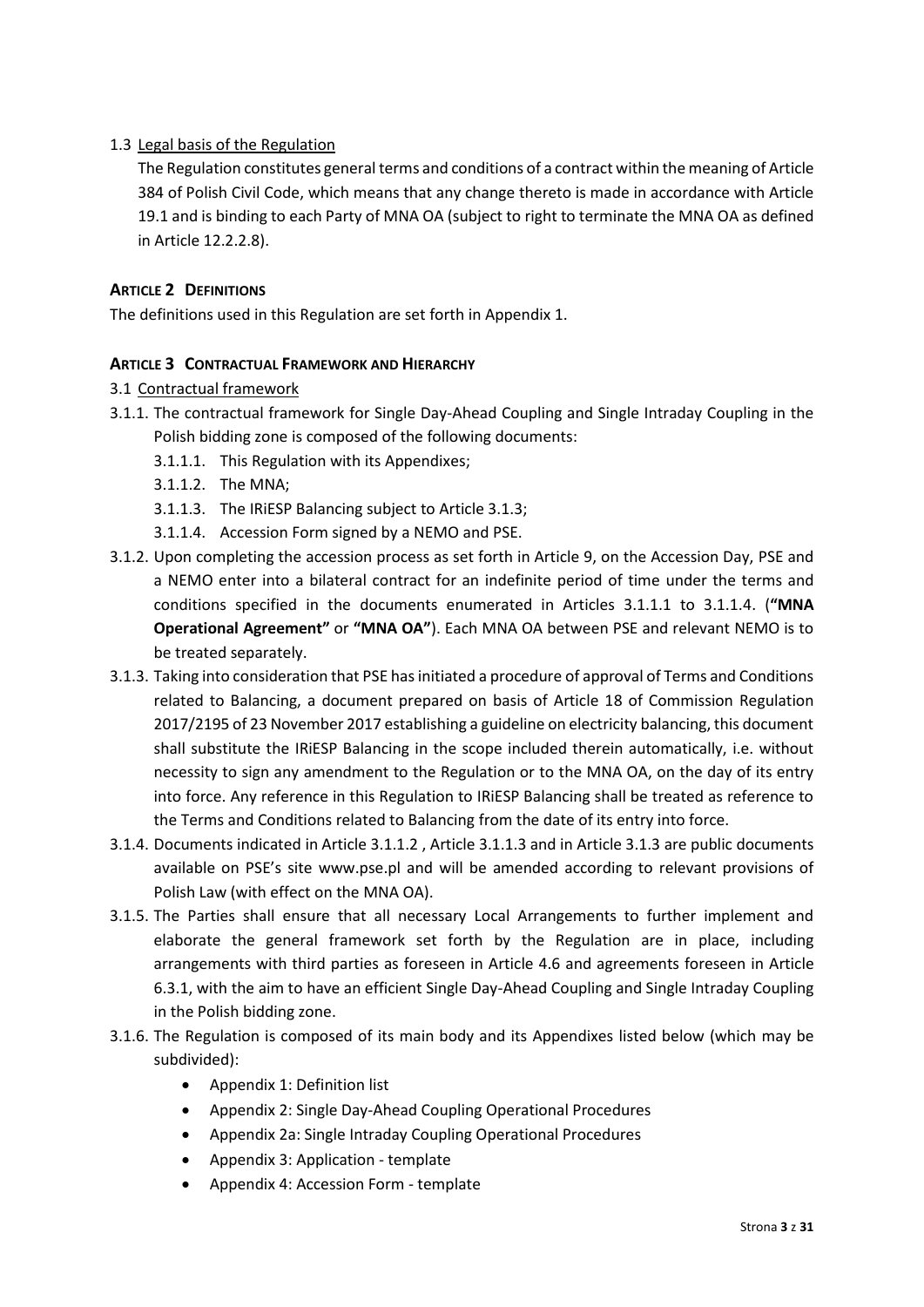### 1.3 Legal basis of the Regulation

The Regulation constitutes general terms and conditions of a contract within the meaning of Article 384 of Polish Civil Code, which means that any change thereto is made in accordance with Article 19.1 and is binding to each Party of MNA OA (subject to right to terminate the MNA OA as defined in Article 12.2.2.8).

## ARTICLE 2 DEFINITIONS

The definitions used in this Regulation are set forth in Appendix 1.

## ARTICLE 3 CONTRACTUAL FRAMEWORK AND HIERARCHY

### 3.1 Contractual framework

3.1.1. The contractual framework for Single Day-Ahead Coupling and Single Intraday Coupling in the Polish bidding zone is composed of the following documents:

- 3.1.1.1. This Regulation with its Appendixes;
- 3.1.1.2. The MNA;
- 3.1.1.3. The IRiESP Balancing subject to Article 3.1.3;
- 3.1.1.4. Accession Form signed by a NEMO and PSE.

3.1.2. Upon completing the accession process as set forth in Article 9, on the Accession Day, PSE and a NEMO enter into a bilateral contract for an indefinite period of time under the terms and conditions specified in the documents enumerated in Articles 3.1.1.1 to 3.1.1.4. (**"MNA Operational Agreement"** or **"MNA OA"**). Each MNA OA between PSE and relevant NEMO is to be treated separately.

3.1.3. Taking into consideration that PSE has initiated a procedure of approval of Terms and Conditions related to Balancing, a document prepared on basis of Article 18 of Commission Regulation 2017/2195 of 23 November 2017 establishing a guideline on electricity balancing, this document shall substitute the IRiESP Balancing in the scope included therein automatically, i.e. without necessity to sign any amendment to the Regulation or to the MNA OA, on the day of its entry into force. Any reference in this Regulation to IRiESP Balancing shall be treated as reference to the Terms and Conditions related to Balancing from the date of its entry into force.

3.1.4. Documents indicated in Article 3.1.1.2 , Article 3.1.1.3 and in Article 3.1.3 are public documents available on PSE's site www.pse.pl and will be amended according to relevant provisions of Polish Law (with effect on the MNA OA).

3.1.5. The Parties shall ensure that all necessary Local Arrangements to further implement and elaborate the general framework set forth by the Regulation are in place, including arrangements with third parties as foreseen in Article 4.6 and agreements foreseen in Article 6.3.1, with the aim to have an efficient Single Day-Ahead Coupling and Single Intraday Coupling in the Polish bidding zone.

3.1.6. The Regulation is composed of its main body and its Appendixes listed below (which may be subdivided):

- Appendix 1: Definition list
- Appendix 2: Single Day-Ahead Coupling Operational Procedures
- Appendix 2a: Single Intraday Coupling Operational Procedures
- Appendix 3: Application - template
- Appendix 4: Accession Form - template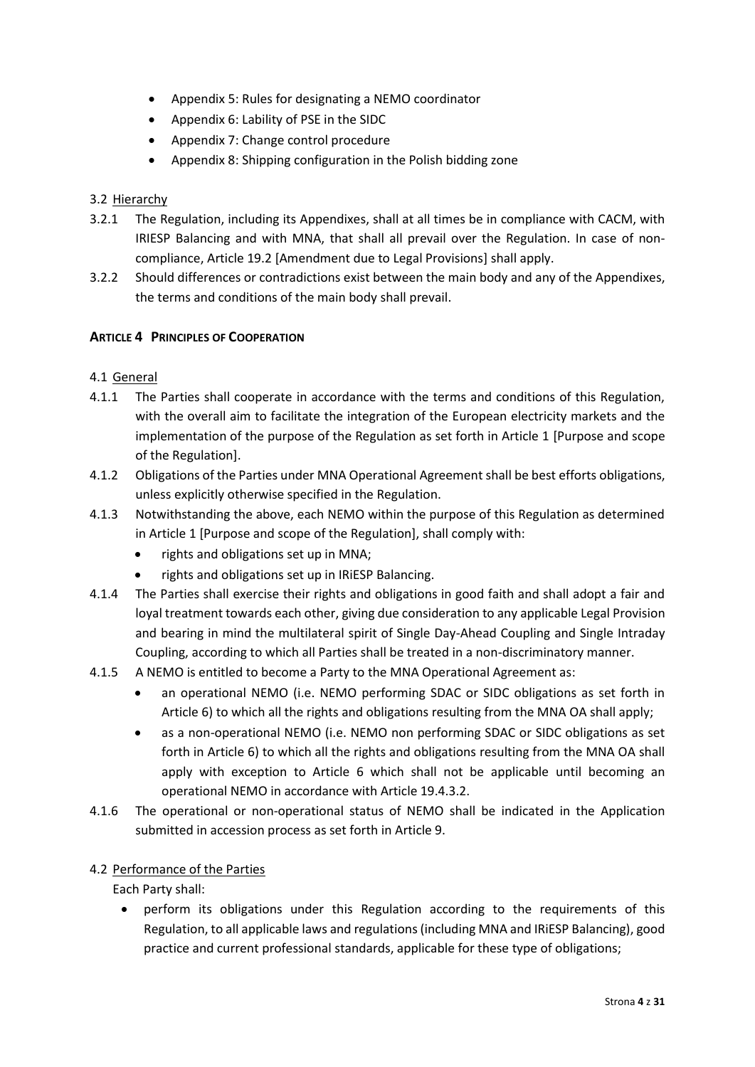- Appendix 5: Rules for designating a NEMO coordinator
- Appendix 6: Lability of PSE in the SIDC
- Appendix 7: Change control procedure
- Appendix 8: Shipping configuration in the Polish bidding zone

3.2 Hierarchy

3.2.1 The Regulation, including its Appendixes, shall at all times be in compliance with CACM, with IRIESP Balancing and with MNA, that shall all prevail over the Regulation. In case of non-compliance, Article 19.2 [Amendment due to Legal Provisions] shall apply.

3.2.2 Should differences or contradictions exist between the main body and any of the Appendixes, the terms and conditions of the main body shall prevail.

## ARTICLE 4 PRINCIPLES OF COOPERATION

4.1 General

4.1.1 The Parties shall cooperate in accordance with the terms and conditions of this Regulation, with the overall aim to facilitate the integration of the European electricity markets and the implementation of the purpose of the Regulation as set forth in Article 1 [Purpose and scope of the Regulation].

4.1.2 Obligations of the Parties under MNA Operational Agreement shall be best efforts obligations, unless explicitly otherwise specified in the Regulation.

4.1.3 Notwithstanding the above, each NEMO within the purpose of this Regulation as determined in Article 1 [Purpose and scope of the Regulation], shall comply with:

- rights and obligations set up in MNA;
- rights and obligations set up in IRiESP Balancing.

4.1.4 The Parties shall exercise their rights and obligations in good faith and shall adopt a fair and loyal treatment towards each other, giving due consideration to any applicable Legal Provision and bearing in mind the multilateral spirit of Single Day-Ahead Coupling and Single Intraday Coupling, according to which all Parties shall be treated in a non-discriminatory manner.

4.1.5 A NEMO is entitled to become a Party to the MNA Operational Agreement as:

- an operational NEMO (i.e. NEMO performing SDAC or SIDC obligations as set forth in Article 6) to which all the rights and obligations resulting from the MNA OA shall apply;
- as a non-operational NEMO (i.e. NEMO non performing SDAC or SIDC obligations as set forth in Article 6) to which all the rights and obligations resulting from the MNA OA shall apply with exception to Article 6 which shall not be applicable until becoming an operational NEMO in accordance with Article 19.4.3.2.

4.1.6 The operational or non-operational status of NEMO shall be indicated in the Application submitted in accession process as set forth in Article 9.

4.2 Performance of the Parties

Each Party shall:

- perform its obligations under this Regulation according to the requirements of this Regulation, to all applicable laws and regulations (including MNA and IRiESP Balancing), good practice and current professional standards, applicable for these type of obligations;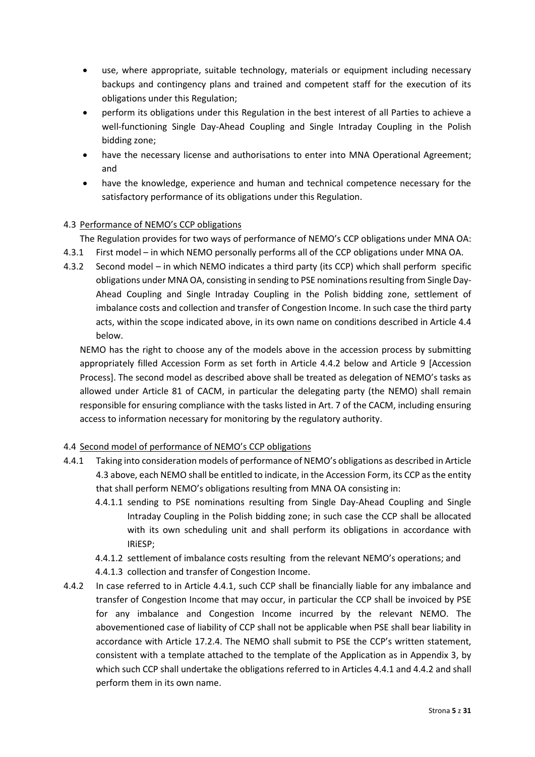- use, where appropriate, suitable technology, materials or equipment including necessary backups and contingency plans and trained and competent staff for the execution of its obligations under this Regulation;
- perform its obligations under this Regulation in the best interest of all Parties to achieve a well-functioning Single Day-Ahead Coupling and Single Intraday Coupling in the Polish bidding zone;
- have the necessary license and authorisations to enter into MNA Operational Agreement; and
- have the knowledge, experience and human and technical competence necessary for the satisfactory performance of its obligations under this Regulation.

4.3 Performance of NEMO's CCP obligations

The Regulation provides for two ways of performance of NEMO's CCP obligations under MNA OA:

4.3.1 First model – in which NEMO personally performs all of the CCP obligations under MNA OA.

4.3.2 Second model – in which NEMO indicates a third party (its CCP) which shall perform specific obligations under MNA OA, consisting in sending to PSE nominations resulting from Single Day-Ahead Coupling and Single Intraday Coupling in the Polish bidding zone, settlement of imbalance costs and collection and transfer of Congestion Income. In such case the third party acts, within the scope indicated above, in its own name on conditions described in Article 4.4 below.

NEMO has the right to choose any of the models above in the accession process by submitting appropriately filled Accession Form as set forth in Article 4.4.2 below and Article 9 [Accession Process]. The second model as described above shall be treated as delegation of NEMO's tasks as allowed under Article 81 of CACM, in particular the delegating party (the NEMO) shall remain responsible for ensuring compliance with the tasks listed in Art. 7 of the CACM, including ensuring access to information necessary for monitoring by the regulatory authority.

4.4 Second model of performance of NEMO's CCP obligations

4.4.1 Taking into consideration models of performance of NEMO's obligations as described in Article 4.3 above, each NEMO shall be entitled to indicate, in the Accession Form, its CCP as the entity that shall perform NEMO's obligations resulting from MNA OA consisting in:

4.4.1.1 sending to PSE nominations resulting from Single Day-Ahead Coupling and Single Intraday Coupling in the Polish bidding zone; in such case the CCP shall be allocated with its own scheduling unit and shall perform its obligations in accordance with IRiESP;

4.4.1.2 settlement of imbalance costs resulting from the relevant NEMO's operations; and

4.4.1.3 collection and transfer of Congestion Income.

4.4.2 In case referred to in Article 4.4.1, such CCP shall be financially liable for any imbalance and transfer of Congestion Income that may occur, in particular the CCP shall be invoiced by PSE for any imbalance and Congestion Income incurred by the relevant NEMO. The abovementioned case of liability of CCP shall not be applicable when PSE shall bear liability in accordance with Article 17.2.4. The NEMO shall submit to PSE the CCP's written statement, consistent with a template attached to the template of the Application as in Appendix 3, by which such CCP shall undertake the obligations referred to in Articles 4.4.1 and 4.4.2 and shall perform them in its own name.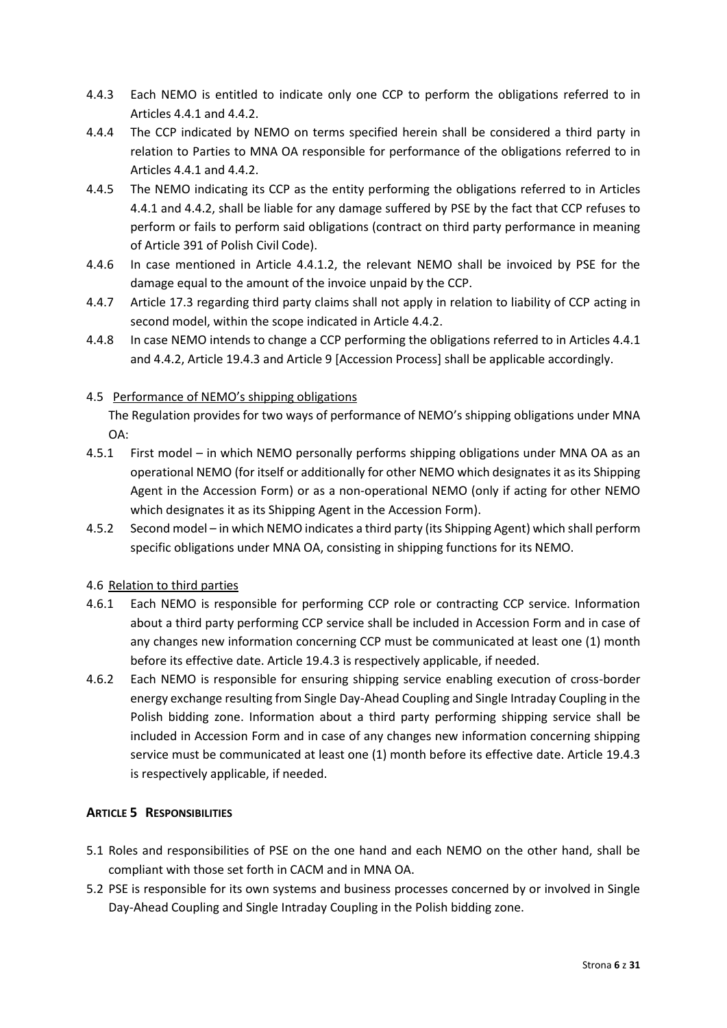4.4.3 Each NEMO is entitled to indicate only one CCP to perform the obligations referred to in Articles 4.4.1 and 4.4.2.

4.4.4 The CCP indicated by NEMO on terms specified herein shall be considered a third party in relation to Parties to MNA OA responsible for performance of the obligations referred to in Articles 4.4.1 and 4.4.2.

4.4.5 The NEMO indicating its CCP as the entity performing the obligations referred to in Articles 4.4.1 and 4.4.2, shall be liable for any damage suffered by PSE by the fact that CCP refuses to perform or fails to perform said obligations (contract on third party performance in meaning of Article 391 of Polish Civil Code).

4.4.6 In case mentioned in Article 4.4.1.2, the relevant NEMO shall be invoiced by PSE for the damage equal to the amount of the invoice unpaid by the CCP.

4.4.7 Article 17.3 regarding third party claims shall not apply in relation to liability of CCP acting in second model, within the scope indicated in Article 4.4.2.

4.4.8 In case NEMO intends to change a CCP performing the obligations referred to in Articles 4.4.1 and 4.4.2, Article 19.4.3 and Article 9 [Accession Process] shall be applicable accordingly.

4.5 <u>Performance of NEMO's shipping obligations</u>

The Regulation provides for two ways of performance of NEMO's shipping obligations under MNA OA:

4.5.1 First model – in which NEMO personally performs shipping obligations under MNA OA as an operational NEMO (for itself or additionally for other NEMO which designates it as its Shipping Agent in the Accession Form) or as a non-operational NEMO (only if acting for other NEMO which designates it as its Shipping Agent in the Accession Form).

4.5.2 Second model – in which NEMO indicates a third party (its Shipping Agent) which shall perform specific obligations under MNA OA, consisting in shipping functions for its NEMO.

4.6 <u>Relation to third parties</u>

4.6.1 Each NEMO is responsible for performing CCP role or contracting CCP service. Information about a third party performing CCP service shall be included in Accession Form and in case of any changes new information concerning CCP must be communicated at least one (1) month before its effective date. Article 19.4.3 is respectively applicable, if needed.

4.6.2 Each NEMO is responsible for ensuring shipping service enabling execution of cross-border energy exchange resulting from Single Day-Ahead Coupling and Single Intraday Coupling in the Polish bidding zone. Information about a third party performing shipping service shall be included in Accession Form and in case of any changes new information concerning shipping service must be communicated at least one (1) month before its effective date. Article 19.4.3 is respectively applicable, if needed.

## ARTICLE 5 RESPONSIBILITIES

5.1 Roles and responsibilities of PSE on the one hand and each NEMO on the other hand, shall be compliant with those set forth in CACM and in MNA OA.

5.2 PSE is responsible for its own systems and business processes concerned by or involved in Single Day-Ahead Coupling and Single Intraday Coupling in the Polish bidding zone.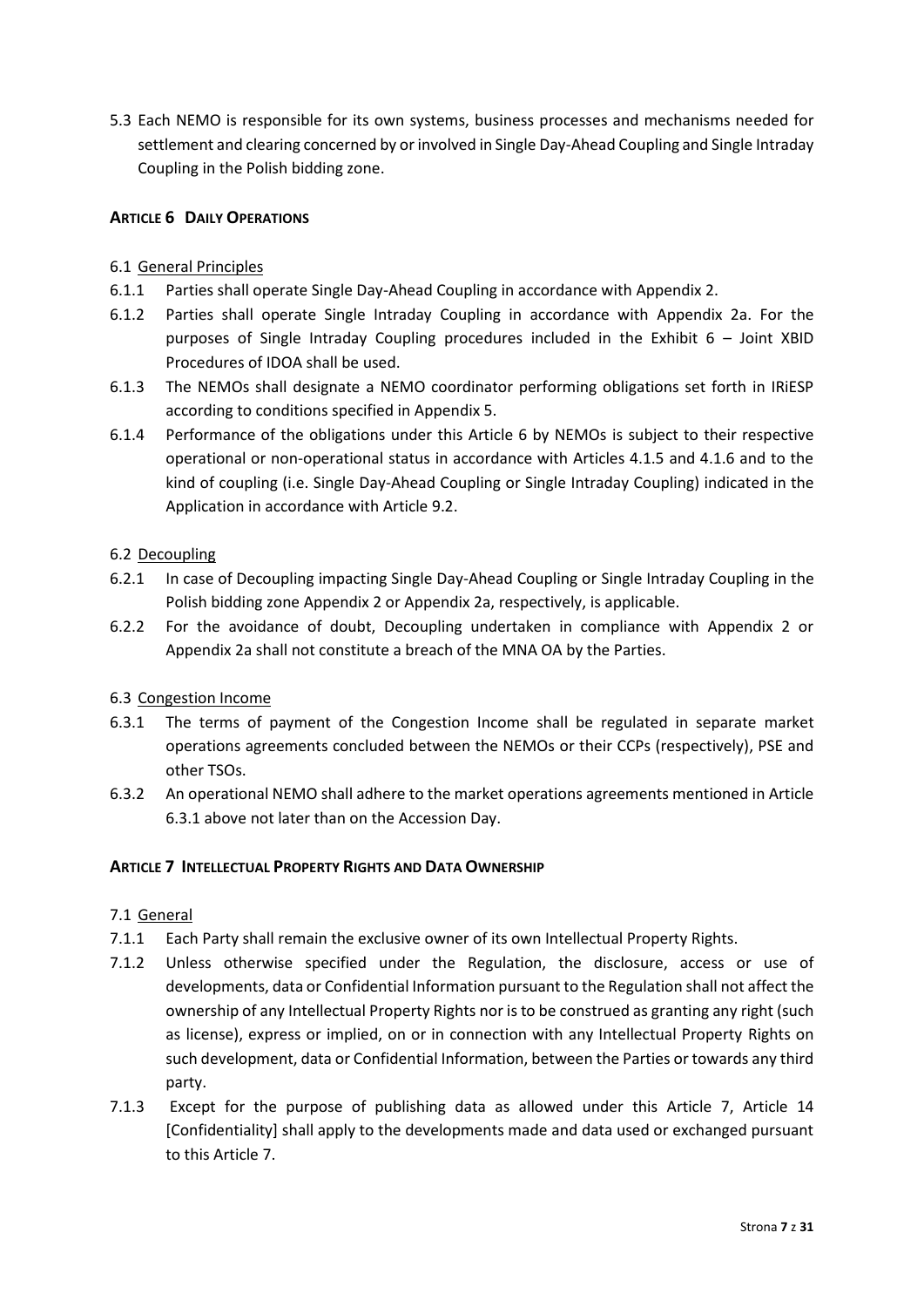5.3 Each NEMO is responsible for its own systems, business processes and mechanisms needed for settlement and clearing concerned by or involved in Single Day-Ahead Coupling and Single Intraday Coupling in the Polish bidding zone.

## **ARTICLE 6 DAILY OPERATIONS**

6.1 <u>General Principles</u>

6.1.1 Parties shall operate Single Day-Ahead Coupling in accordance with Appendix 2.

6.1.2 Parties shall operate Single Intraday Coupling in accordance with Appendix 2a. For the purposes of Single Intraday Coupling procedures included in the Exhibit 6 – Joint XBID Procedures of IDOA shall be used.

6.1.3 The NEMOs shall designate a NEMO coordinator performing obligations set forth in IRiESP according to conditions specified in Appendix 5.

6.1.4 Performance of the obligations under this Article 6 by NEMOs is subject to their respective operational or non-operational status in accordance with Articles 4.1.5 and 4.1.6 and to the kind of coupling (i.e. Single Day-Ahead Coupling or Single Intraday Coupling) indicated in the Application in accordance with Article 9.2.

6.2 <u>Decoupling</u>

6.2.1 In case of Decoupling impacting Single Day-Ahead Coupling or Single Intraday Coupling in the Polish bidding zone Appendix 2 or Appendix 2a, respectively, is applicable.

6.2.2 For the avoidance of doubt, Decoupling undertaken in compliance with Appendix 2 or Appendix 2a shall not constitute a breach of the MNA OA by the Parties.

6.3 <u>Congestion Income</u>

6.3.1 The terms of payment of the Congestion Income shall be regulated in separate market operations agreements concluded between the NEMOs or their CCPs (respectively), PSE and other TSOs.

6.3.2 An operational NEMO shall adhere to the market operations agreements mentioned in Article 6.3.1 above not later than on the Accession Day.

## **ARTICLE 7 INTELLECTUAL PROPERTY RIGHTS AND DATA OWNERSHIP**

7.1 <u>General</u>

7.1.1 Each Party shall remain the exclusive owner of its own Intellectual Property Rights.

7.1.2 Unless otherwise specified under the Regulation, the disclosure, access or use of developments, data or Confidential Information pursuant to the Regulation shall not affect the ownership of any Intellectual Property Rights nor is to be construed as granting any right (such as license), express or implied, on or in connection with any Intellectual Property Rights on such development, data or Confidential Information, between the Parties or towards any third party.

7.1.3 Except for the purpose of publishing data as allowed under this Article 7, Article 14 [Confidentiality] shall apply to the developments made and data used or exchanged pursuant to this Article 7.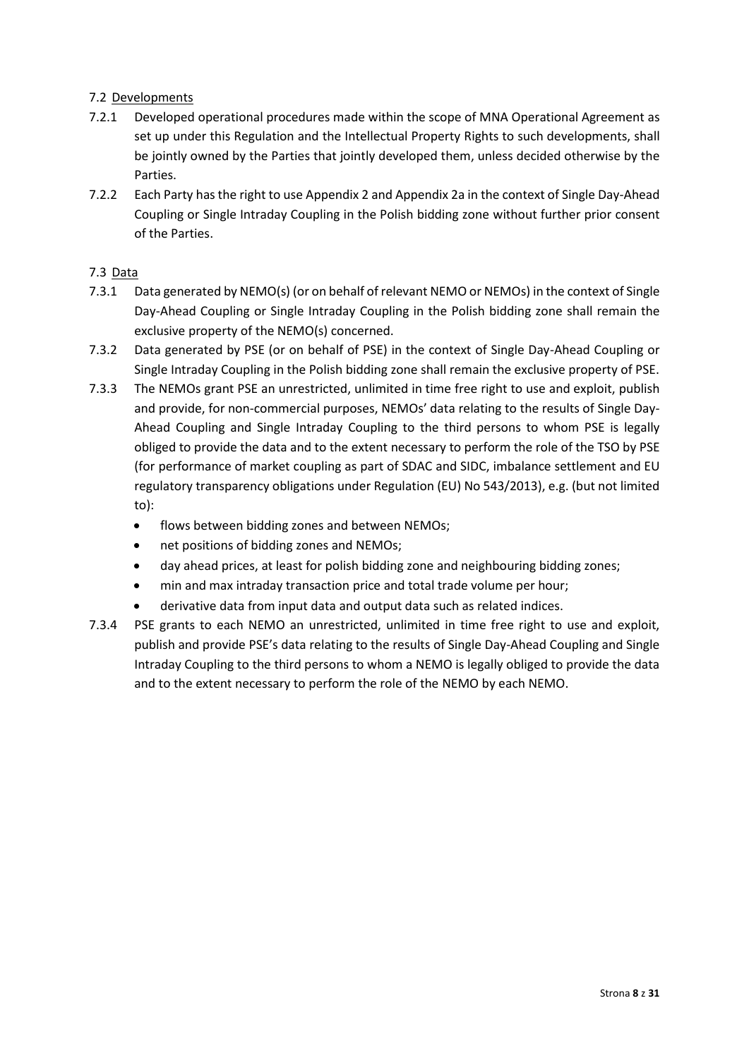## 7.2 Developments

7.2.1 Developed operational procedures made within the scope of MNA Operational Agreement as set up under this Regulation and the Intellectual Property Rights to such developments, shall be jointly owned by the Parties that jointly developed them, unless decided otherwise by the Parties.

7.2.2 Each Party has the right to use Appendix 2 and Appendix 2a in the context of Single Day-Ahead Coupling or Single Intraday Coupling in the Polish bidding zone without further prior consent of the Parties.

## 7.3 Data

7.3.1 Data generated by NEMO(s) (or on behalf of relevant NEMO or NEMOs) in the context of Single Day-Ahead Coupling or Single Intraday Coupling in the Polish bidding zone shall remain the exclusive property of the NEMO(s) concerned.

7.3.2 Data generated by PSE (or on behalf of PSE) in the context of Single Day-Ahead Coupling or Single Intraday Coupling in the Polish bidding zone shall remain the exclusive property of PSE.

7.3.3 The NEMOs grant PSE an unrestricted, unlimited in time free right to use and exploit, publish and provide, for non-commercial purposes, NEMOs' data relating to the results of Single Day-Ahead Coupling and Single Intraday Coupling to the third persons to whom PSE is legally obliged to provide the data and to the extent necessary to perform the role of the TSO by PSE (for performance of market coupling as part of SDAC and SIDC, imbalance settlement and EU regulatory transparency obligations under Regulation (EU) No 543/2013), e.g. (but not limited to):

- flows between bidding zones and between NEMOs;
- net positions of bidding zones and NEMOs;
- day ahead prices, at least for polish bidding zone and neighbouring bidding zones;
- min and max intraday transaction price and total trade volume per hour;
- derivative data from input data and output data such as related indices.

7.3.4 PSE grants to each NEMO an unrestricted, unlimited in time free right to use and exploit, publish and provide PSE's data relating to the results of Single Day-Ahead Coupling and Single Intraday Coupling to the third persons to whom a NEMO is legally obliged to provide the data and to the extent necessary to perform the role of the NEMO by each NEMO.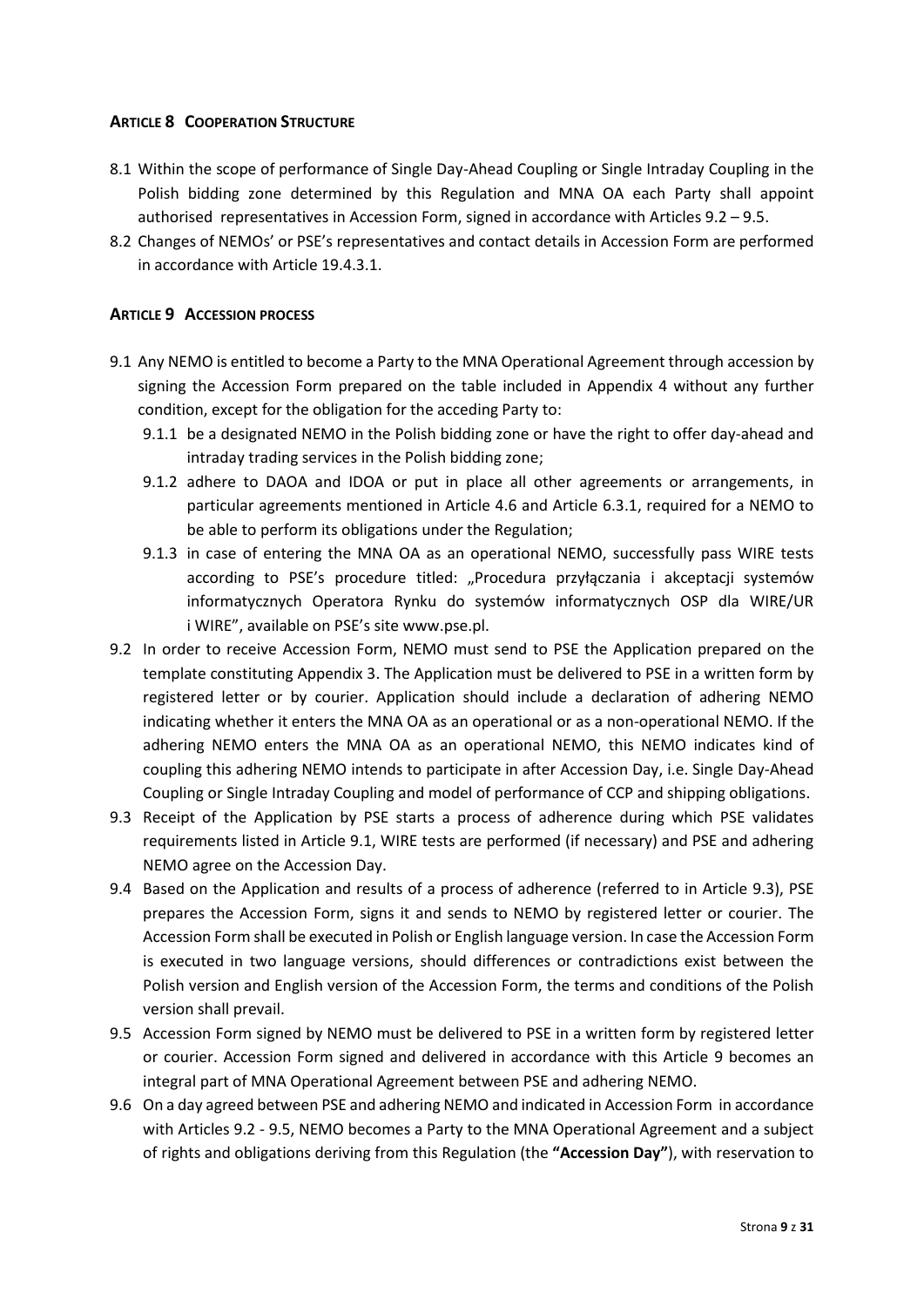## ARTICLE 8 COOPERATION STRUCTURE

8.1 Within the scope of performance of Single Day-Ahead Coupling or Single Intraday Coupling in the Polish bidding zone determined by this Regulation and MNA OA each Party shall appoint authorised representatives in Accession Form, signed in accordance with Articles 9.2 – 9.5.

8.2 Changes of NEMOs' or PSE's representatives and contact details in Accession Form are performed in accordance with Article 19.4.3.1.

## ARTICLE 9 ACCESSION PROCESS

9.1 Any NEMO is entitled to become a Party to the MNA Operational Agreement through accession by signing the Accession Form prepared on the table included in Appendix 4 without any further condition, except for the obligation for the acceding Party to:

   9.1.1 be a designated NEMO in the Polish bidding zone or have the right to offer day-ahead and intraday trading services in the Polish bidding zone;

   9.1.2 adhere to DAOA and IDOA or put in place all other agreements or arrangements, in particular agreements mentioned in Article 4.6 and Article 6.3.1, required for a NEMO to be able to perform its obligations under the Regulation;

   9.1.3 in case of entering the MNA OA as an operational NEMO, successfully pass WIRE tests according to PSE's procedure titled: „Procedura przyłączania i akceptacji systemów informatycznych Operatora Rynku do systemów informatycznych OSP dla WIRE/UR i WIRE", available on PSE's site www.pse.pl.

9.2 In order to receive Accession Form, NEMO must send to PSE the Application prepared on the template constituting Appendix 3. The Application must be delivered to PSE in a written form by registered letter or by courier. Application should include a declaration of adhering NEMO indicating whether it enters the MNA OA as an operational or as a non-operational NEMO. If the adhering NEMO enters the MNA OA as an operational NEMO, this NEMO indicates kind of coupling this adhering NEMO intends to participate in after Accession Day, i.e. Single Day-Ahead Coupling or Single Intraday Coupling and model of performance of CCP and shipping obligations.

9.3 Receipt of the Application by PSE starts a process of adherence during which PSE validates requirements listed in Article 9.1, WIRE tests are performed (if necessary) and PSE and adhering NEMO agree on the Accession Day.

9.4 Based on the Application and results of a process of adherence (referred to in Article 9.3), PSE prepares the Accession Form, signs it and sends to NEMO by registered letter or courier. The Accession Form shall be executed in Polish or English language version. In case the Accession Form is executed in two language versions, should differences or contradictions exist between the Polish version and English version of the Accession Form, the terms and conditions of the Polish version shall prevail.

9.5 Accession Form signed by NEMO must be delivered to PSE in a written form by registered letter or courier. Accession Form signed and delivered in accordance with this Article 9 becomes an integral part of MNA Operational Agreement between PSE and adhering NEMO.

9.6 On a day agreed between PSE and adhering NEMO and indicated in Accession Form in accordance with Articles 9.2 - 9.5, NEMO becomes a Party to the MNA Operational Agreement and a subject of rights and obligations deriving from this Regulation (the **"Accession Day"**), with reservation to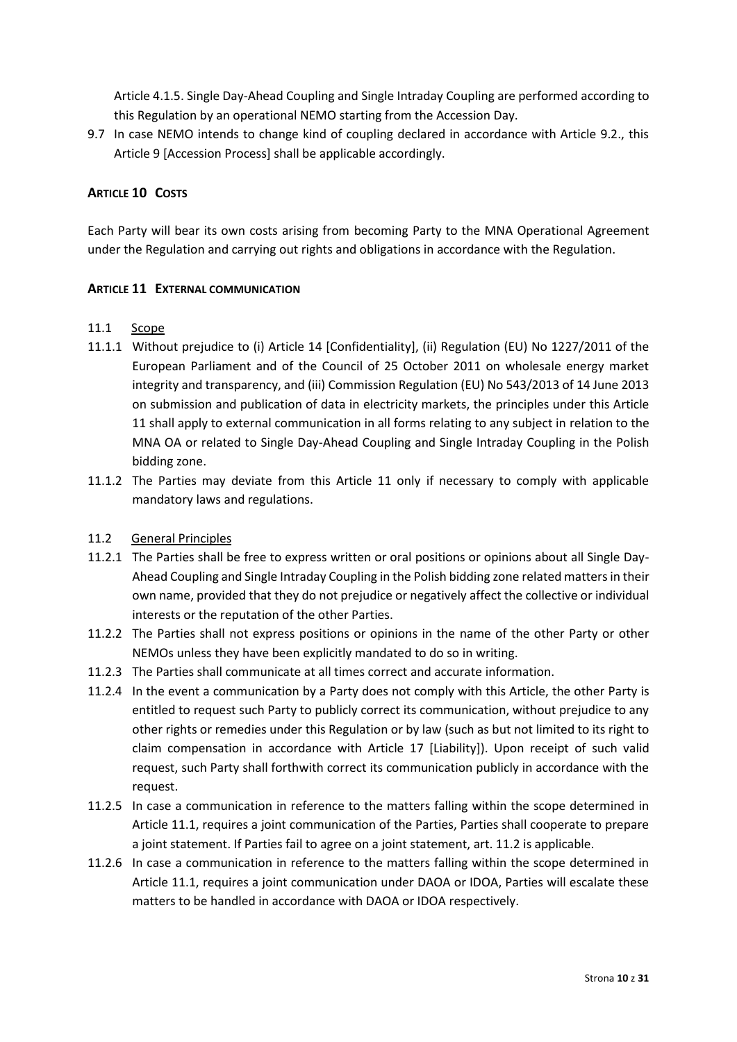Article 4.1.5. Single Day-Ahead Coupling and Single Intraday Coupling are performed according to this Regulation by an operational NEMO starting from the Accession Day.

9.7 In case NEMO intends to change kind of coupling declared in accordance with Article 9.2., this Article 9 [Accession Process] shall be applicable accordingly.

## ARTICLE 10 COSTS

Each Party will bear its own costs arising from becoming Party to the MNA Operational Agreement under the Regulation and carrying out rights and obligations in accordance with the Regulation.

## ARTICLE 11 EXTERNAL COMMUNICATION

11.1 Scope

11.1.1 Without prejudice to (i) Article 14 [Confidentiality], (ii) Regulation (EU) No 1227/2011 of the European Parliament and of the Council of 25 October 2011 on wholesale energy market integrity and transparency, and (iii) Commission Regulation (EU) No 543/2013 of 14 June 2013 on submission and publication of data in electricity markets, the principles under this Article 11 shall apply to external communication in all forms relating to any subject in relation to the MNA OA or related to Single Day-Ahead Coupling and Single Intraday Coupling in the Polish bidding zone.

11.1.2 The Parties may deviate from this Article 11 only if necessary to comply with applicable mandatory laws and regulations.

11.2 General Principles

11.2.1 The Parties shall be free to express written or oral positions or opinions about all Single Day-Ahead Coupling and Single Intraday Coupling in the Polish bidding zone related matters in their own name, provided that they do not prejudice or negatively affect the collective or individual interests or the reputation of the other Parties.

11.2.2 The Parties shall not express positions or opinions in the name of the other Party or other NEMOs unless they have been explicitly mandated to do so in writing.

11.2.3 The Parties shall communicate at all times correct and accurate information.

11.2.4 In the event a communication by a Party does not comply with this Article, the other Party is entitled to request such Party to publicly correct its communication, without prejudice to any other rights or remedies under this Regulation or by law (such as but not limited to its right to claim compensation in accordance with Article 17 [Liability]). Upon receipt of such valid request, such Party shall forthwith correct its communication publicly in accordance with the request.

11.2.5 In case a communication in reference to the matters falling within the scope determined in Article 11.1, requires a joint communication of the Parties, Parties shall cooperate to prepare a joint statement. If Parties fail to agree on a joint statement, art. 11.2 is applicable.

11.2.6 In case a communication in reference to the matters falling within the scope determined in Article 11.1, requires a joint communication under DAOA or IDOA, Parties will escalate these matters to be handled in accordance with DAOA or IDOA respectively.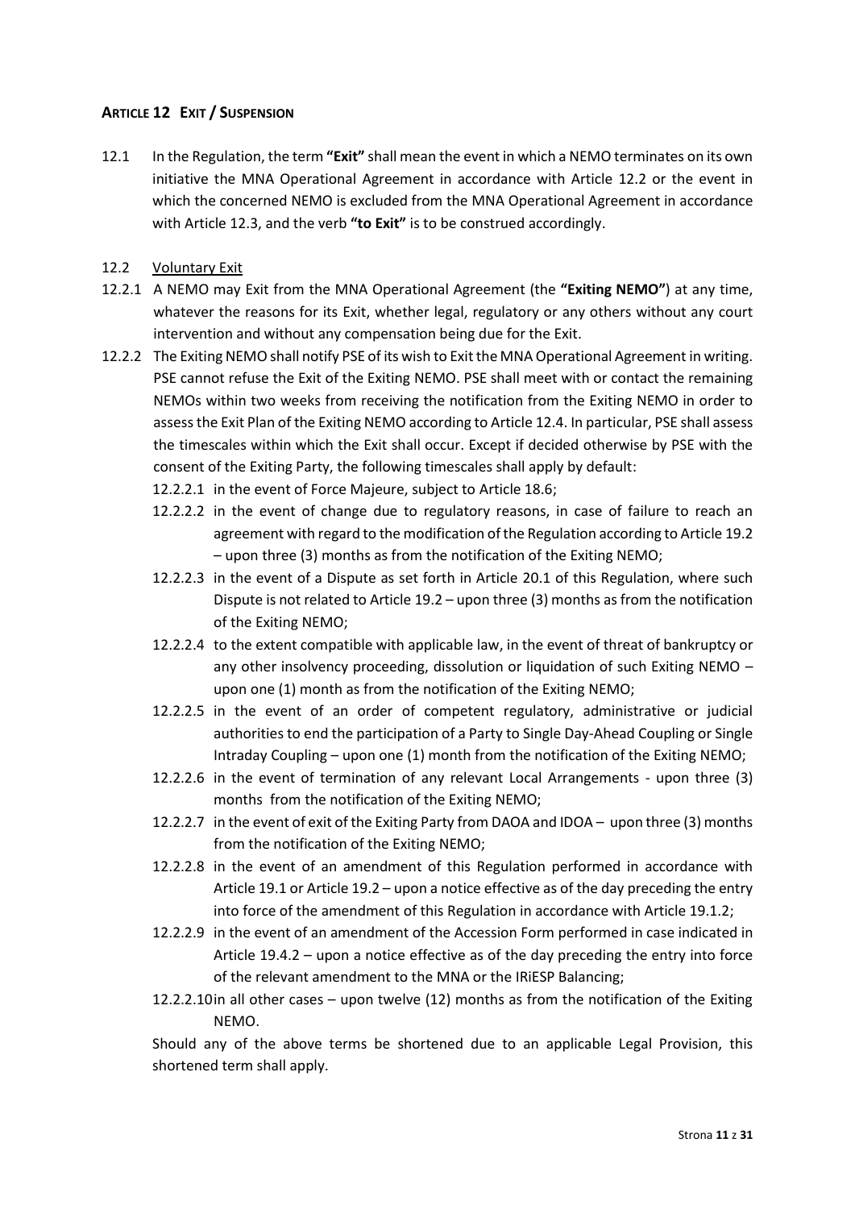## ARTICLE 12 EXIT / SUSPENSION

12.1 In the Regulation, the term **"Exit"** shall mean the event in which a NEMO terminates on its own initiative the MNA Operational Agreement in accordance with Article 12.2 or the event in which the concerned NEMO is excluded from the MNA Operational Agreement in accordance with Article 12.3, and the verb **"to Exit"** is to be construed accordingly.

12.2 Voluntary Exit

12.2.1 A NEMO may Exit from the MNA Operational Agreement (the **"Exiting NEMO"**) at any time, whatever the reasons for its Exit, whether legal, regulatory or any others without any court intervention and without any compensation being due for the Exit.

12.2.2 The Exiting NEMO shall notify PSE of its wish to Exit the MNA Operational Agreement in writing. PSE cannot refuse the Exit of the Exiting NEMO. PSE shall meet with or contact the remaining NEMOs within two weeks from receiving the notification from the Exiting NEMO in order to assess the Exit Plan of the Exiting NEMO according to Article 12.4. In particular, PSE shall assess the timescales within which the Exit shall occur. Except if decided otherwise by PSE with the consent of the Exiting Party, the following timescales shall apply by default:

12.2.2.1 in the event of Force Majeure, subject to Article 18.6;

12.2.2.2 in the event of change due to regulatory reasons, in case of failure to reach an agreement with regard to the modification of the Regulation according to Article 19.2 – upon three (3) months as from the notification of the Exiting NEMO;

12.2.2.3 in the event of a Dispute as set forth in Article 20.1 of this Regulation, where such Dispute is not related to Article 19.2 – upon three (3) months as from the notification of the Exiting NEMO;

12.2.2.4 to the extent compatible with applicable law, in the event of threat of bankruptcy or any other insolvency proceeding, dissolution or liquidation of such Exiting NEMO – upon one (1) month as from the notification of the Exiting NEMO;

12.2.2.5 in the event of an order of competent regulatory, administrative or judicial authorities to end the participation of a Party to Single Day-Ahead Coupling or Single Intraday Coupling – upon one (1) month from the notification of the Exiting NEMO;

12.2.2.6 in the event of termination of any relevant Local Arrangements - upon three (3) months from the notification of the Exiting NEMO;

12.2.2.7 in the event of exit of the Exiting Party from DAOA and IDOA – upon three (3) months from the notification of the Exiting NEMO;

12.2.2.8 in the event of an amendment of this Regulation performed in accordance with Article 19.1 or Article 19.2 – upon a notice effective as of the day preceding the entry into force of the amendment of this Regulation in accordance with Article 19.1.2;

12.2.2.9 in the event of an amendment of the Accession Form performed in case indicated in Article 19.4.2 – upon a notice effective as of the day preceding the entry into force of the relevant amendment to the MNA or the IRiESP Balancing;

12.2.2.10 in all other cases – upon twelve (12) months as from the notification of the Exiting NEMO.

Should any of the above terms be shortened due to an applicable Legal Provision, this shortened term shall apply.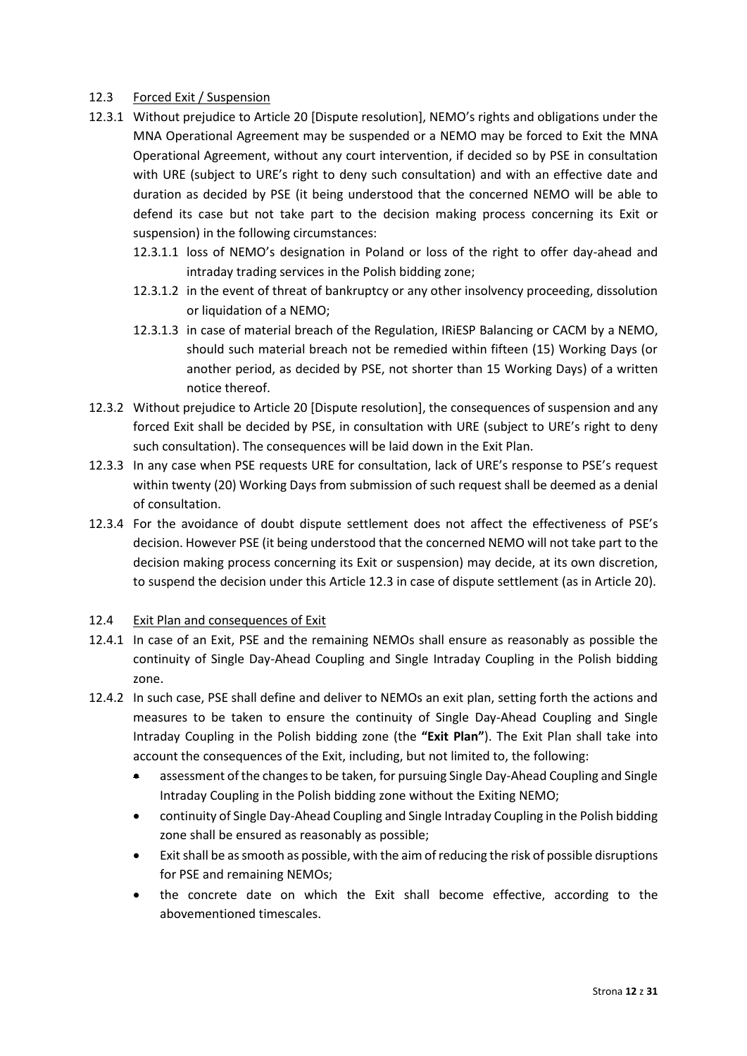## 12.3 Forced Exit / Suspension

12.3.1 Without prejudice to Article 20 [Dispute resolution], NEMO's rights and obligations under the MNA Operational Agreement may be suspended or a NEMO may be forced to Exit the MNA Operational Agreement, without any court intervention, if decided so by PSE in consultation with URE (subject to URE's right to deny such consultation) and with an effective date and duration as decided by PSE (it being understood that the concerned NEMO will be able to defend its case but not take part to the decision making process concerning its Exit or suspension) in the following circumstances:

- 12.3.1.1 loss of NEMO's designation in Poland or loss of the right to offer day-ahead and intraday trading services in the Polish bidding zone;
- 12.3.1.2 in the event of threat of bankruptcy or any other insolvency proceeding, dissolution or liquidation of a NEMO;
- 12.3.1.3 in case of material breach of the Regulation, IRiESP Balancing or CACM by a NEMO, should such material breach not be remedied within fifteen (15) Working Days (or another period, as decided by PSE, not shorter than 15 Working Days) of a written notice thereof.

12.3.2 Without prejudice to Article 20 [Dispute resolution], the consequences of suspension and any forced Exit shall be decided by PSE, in consultation with URE (subject to URE's right to deny such consultation). The consequences will be laid down in the Exit Plan.

12.3.3 In any case when PSE requests URE for consultation, lack of URE's response to PSE's request within twenty (20) Working Days from submission of such request shall be deemed as a denial of consultation.

12.3.4 For the avoidance of doubt dispute settlement does not affect the effectiveness of PSE's decision. However PSE (it being understood that the concerned NEMO will not take part to the decision making process concerning its Exit or suspension) may decide, at its own discretion, to suspend the decision under this Article 12.3 in case of dispute settlement (as in Article 20).

## 12.4 Exit Plan and consequences of Exit

12.4.1 In case of an Exit, PSE and the remaining NEMOs shall ensure as reasonably as possible the continuity of Single Day-Ahead Coupling and Single Intraday Coupling in the Polish bidding zone.

12.4.2 In such case, PSE shall define and deliver to NEMOs an exit plan, setting forth the actions and measures to be taken to ensure the continuity of Single Day-Ahead Coupling and Single Intraday Coupling in the Polish bidding zone (the **"Exit Plan"**). The Exit Plan shall take into account the consequences of the Exit, including, but not limited to, the following:

- assessment of the changes to be taken, for pursuing Single Day-Ahead Coupling and Single Intraday Coupling in the Polish bidding zone without the Exiting NEMO;
- continuity of Single Day-Ahead Coupling and Single Intraday Coupling in the Polish bidding zone shall be ensured as reasonably as possible;
- Exit shall be as smooth as possible, with the aim of reducing the risk of possible disruptions for PSE and remaining NEMOs;
- the concrete date on which the Exit shall become effective, according to the abovementioned timescales.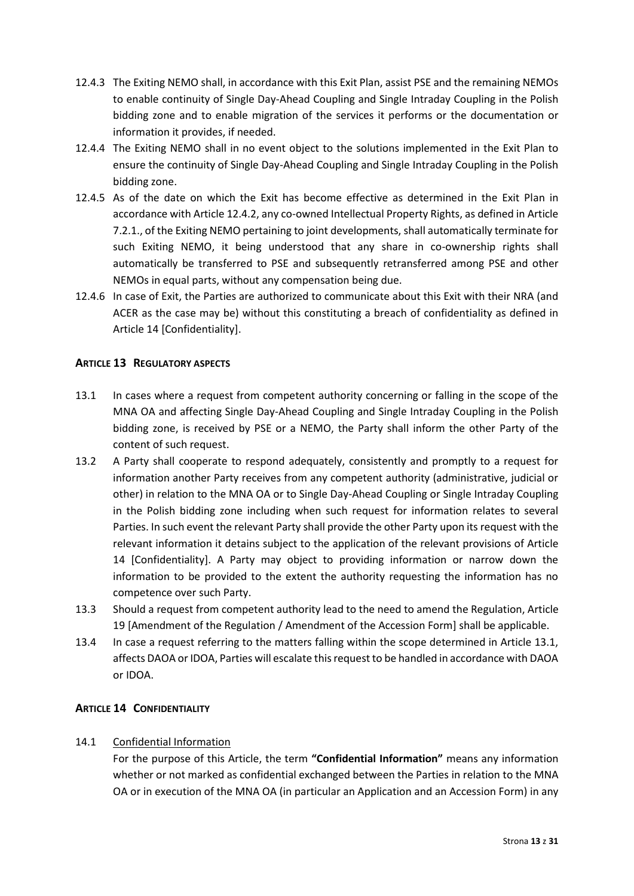12.4.3 The Exiting NEMO shall, in accordance with this Exit Plan, assist PSE and the remaining NEMOs to enable continuity of Single Day-Ahead Coupling and Single Intraday Coupling in the Polish bidding zone and to enable migration of the services it performs or the documentation or information it provides, if needed.

12.4.4 The Exiting NEMO shall in no event object to the solutions implemented in the Exit Plan to ensure the continuity of Single Day-Ahead Coupling and Single Intraday Coupling in the Polish bidding zone.

12.4.5 As of the date on which the Exit has become effective as determined in the Exit Plan in accordance with Article 12.4.2, any co-owned Intellectual Property Rights, as defined in Article 7.2.1., of the Exiting NEMO pertaining to joint developments, shall automatically terminate for such Exiting NEMO, it being understood that any share in co-ownership rights shall automatically be transferred to PSE and subsequently retransferred among PSE and other NEMOs in equal parts, without any compensation being due.

12.4.6 In case of Exit, the Parties are authorized to communicate about this Exit with their NRA (and ACER as the case may be) without this constituting a breach of confidentiality as defined in Article 14 [Confidentiality].

## ARTICLE 13 REGULATORY ASPECTS

13.1 In cases where a request from competent authority concerning or falling in the scope of the MNA OA and affecting Single Day-Ahead Coupling and Single Intraday Coupling in the Polish bidding zone, is received by PSE or a NEMO, the Party shall inform the other Party of the content of such request.

13.2 A Party shall cooperate to respond adequately, consistently and promptly to a request for information another Party receives from any competent authority (administrative, judicial or other) in relation to the MNA OA or to Single Day-Ahead Coupling or Single Intraday Coupling in the Polish bidding zone including when such request for information relates to several Parties. In such event the relevant Party shall provide the other Party upon its request with the relevant information it detains subject to the application of the relevant provisions of Article 14 [Confidentiality]. A Party may object to providing information or narrow down the information to be provided to the extent the authority requesting the information has no competence over such Party.

13.3 Should a request from competent authority lead to the need to amend the Regulation, Article 19 [Amendment of the Regulation / Amendment of the Accession Form] shall be applicable.

13.4 In case a request referring to the matters falling within the scope determined in Article 13.1, affects DAOA or IDOA, Parties will escalate this request to be handled in accordance with DAOA or IDOA.

## ARTICLE 14 CONFIDENTIALITY

14.1 Confidential Information

For the purpose of this Article, the term **"Confidential Information"** means any information whether or not marked as confidential exchanged between the Parties in relation to the MNA OA or in execution of the MNA OA (in particular an Application and an Accession Form) in any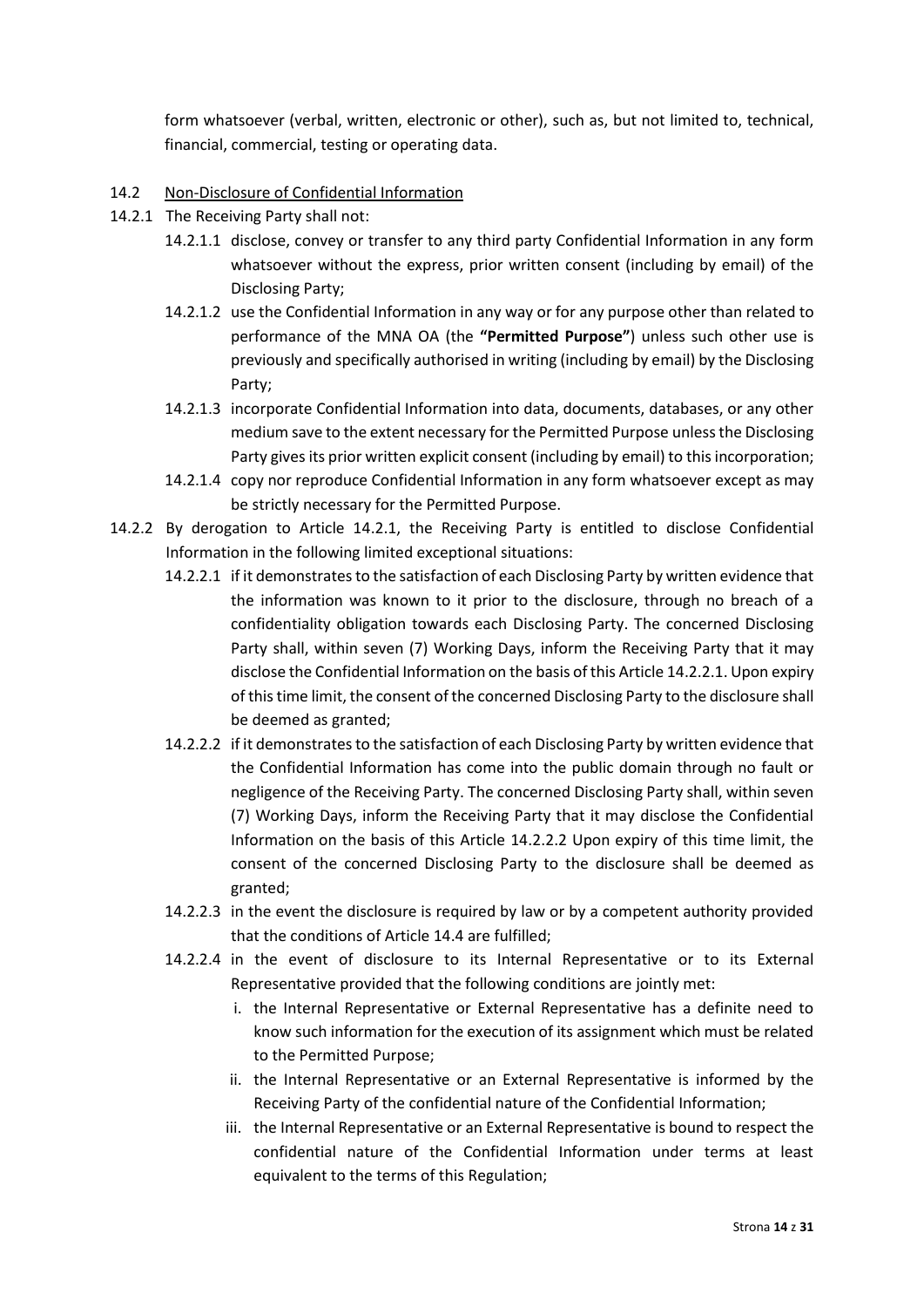form whatsoever (verbal, written, electronic or other), such as, but not limited to, technical, financial, commercial, testing or operating data.

14.2 Non-Disclosure of Confidential Information

14.2.1 The Receiving Party shall not:

14.2.1.1 disclose, convey or transfer to any third party Confidential Information in any form whatsoever without the express, prior written consent (including by email) of the Disclosing Party;

14.2.1.2 use the Confidential Information in any way or for any purpose other than related to performance of the MNA OA (the **"Permitted Purpose"**) unless such other use is previously and specifically authorised in writing (including by email) by the Disclosing Party;

14.2.1.3 incorporate Confidential Information into data, documents, databases, or any other medium save to the extent necessary for the Permitted Purpose unless the Disclosing Party gives its prior written explicit consent (including by email) to this incorporation;

14.2.1.4 copy nor reproduce Confidential Information in any form whatsoever except as may be strictly necessary for the Permitted Purpose.

14.2.2 By derogation to Article 14.2.1, the Receiving Party is entitled to disclose Confidential Information in the following limited exceptional situations:

14.2.2.1 if it demonstrates to the satisfaction of each Disclosing Party by written evidence that the information was known to it prior to the disclosure, through no breach of a confidentiality obligation towards each Disclosing Party. The concerned Disclosing Party shall, within seven (7) Working Days, inform the Receiving Party that it may disclose the Confidential Information on the basis of this Article 14.2.2.1. Upon expiry of this time limit, the consent of the concerned Disclosing Party to the disclosure shall be deemed as granted;

14.2.2.2 if it demonstrates to the satisfaction of each Disclosing Party by written evidence that the Confidential Information has come into the public domain through no fault or negligence of the Receiving Party. The concerned Disclosing Party shall, within seven (7) Working Days, inform the Receiving Party that it may disclose the Confidential Information on the basis of this Article 14.2.2.2 Upon expiry of this time limit, the consent of the concerned Disclosing Party to the disclosure shall be deemed as granted;

14.2.2.3 in the event the disclosure is required by law or by a competent authority provided that the conditions of Article 14.4 are fulfilled;

14.2.2.4 in the event of disclosure to its Internal Representative or to its External Representative provided that the following conditions are jointly met:

i. the Internal Representative or External Representative has a definite need to know such information for the execution of its assignment which must be related to the Permitted Purpose;

ii. the Internal Representative or an External Representative is informed by the Receiving Party of the confidential nature of the Confidential Information;

iii. the Internal Representative or an External Representative is bound to respect the confidential nature of the Confidential Information under terms at least equivalent to the terms of this Regulation;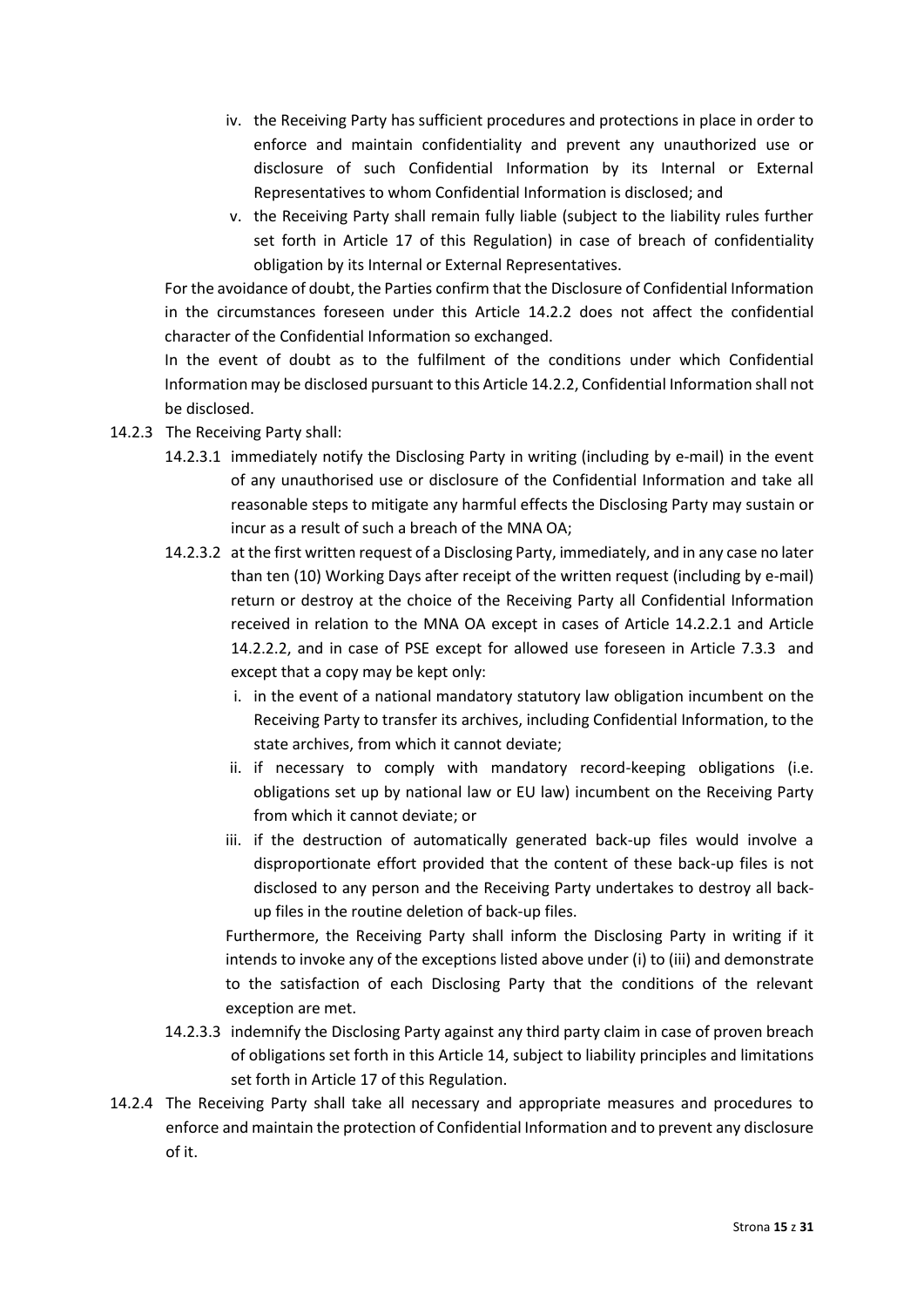iv. the Receiving Party has sufficient procedures and protections in place in order to enforce and maintain confidentiality and prevent any unauthorized use or disclosure of such Confidential Information by its Internal or External Representatives to whom Confidential Information is disclosed; and

v. the Receiving Party shall remain fully liable (subject to the liability rules further set forth in Article 17 of this Regulation) in case of breach of confidentiality obligation by its Internal or External Representatives.

For the avoidance of doubt, the Parties confirm that the Disclosure of Confidential Information in the circumstances foreseen under this Article 14.2.2 does not affect the confidential character of the Confidential Information so exchanged.

In the event of doubt as to the fulfilment of the conditions under which Confidential Information may be disclosed pursuant to this Article 14.2.2, Confidential Information shall not be disclosed.

14.2.3 The Receiving Party shall:

14.2.3.1 immediately notify the Disclosing Party in writing (including by e-mail) in the event of any unauthorised use or disclosure of the Confidential Information and take all reasonable steps to mitigate any harmful effects the Disclosing Party may sustain or incur as a result of such a breach of the MNA OA;

14.2.3.2 at the first written request of a Disclosing Party, immediately, and in any case no later than ten (10) Working Days after receipt of the written request (including by e-mail) return or destroy at the choice of the Receiving Party all Confidential Information received in relation to the MNA OA except in cases of Article 14.2.2.1 and Article 14.2.2.2, and in case of PSE except for allowed use foreseen in Article 7.3.3 and except that a copy may be kept only:

i. in the event of a national mandatory statutory law obligation incumbent on the Receiving Party to transfer its archives, including Confidential Information, to the state archives, from which it cannot deviate;

ii. if necessary to comply with mandatory record-keeping obligations (i.e. obligations set up by national law or EU law) incumbent on the Receiving Party from which it cannot deviate; or

iii. if the destruction of automatically generated back-up files would involve a disproportionate effort provided that the content of these back-up files is not disclosed to any person and the Receiving Party undertakes to destroy all back-up files in the routine deletion of back-up files.

Furthermore, the Receiving Party shall inform the Disclosing Party in writing if it intends to invoke any of the exceptions listed above under (i) to (iii) and demonstrate to the satisfaction of each Disclosing Party that the conditions of the relevant exception are met.

14.2.3.3 indemnify the Disclosing Party against any third party claim in case of proven breach of obligations set forth in this Article 14, subject to liability principles and limitations set forth in Article 17 of this Regulation.

14.2.4 The Receiving Party shall take all necessary and appropriate measures and procedures to enforce and maintain the protection of Confidential Information and to prevent any disclosure of it.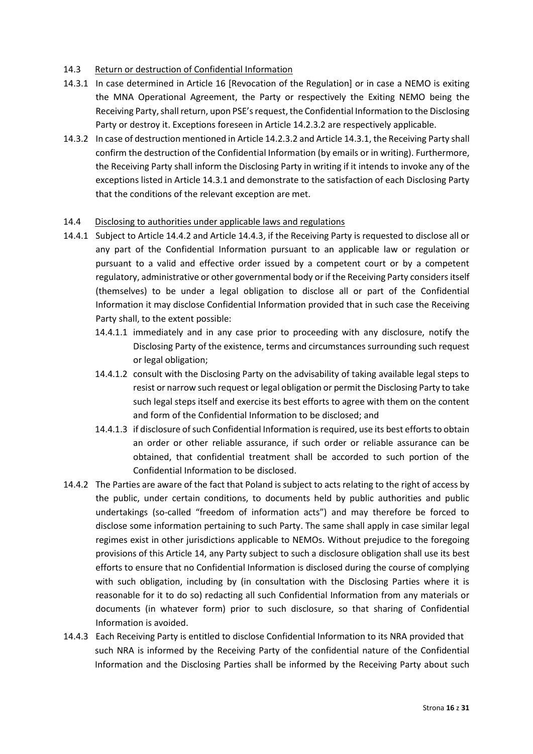14.3 Return or destruction of Confidential Information

14.3.1 In case determined in Article 16 [Revocation of the Regulation] or in case a NEMO is exiting the MNA Operational Agreement, the Party or respectively the Exiting NEMO being the Receiving Party, shall return, upon PSE's request, the Confidential Information to the Disclosing Party or destroy it. Exceptions foreseen in Article 14.2.3.2 are respectively applicable.

14.3.2 In case of destruction mentioned in Article 14.2.3.2 and Article 14.3.1, the Receiving Party shall confirm the destruction of the Confidential Information (by emails or in writing). Furthermore, the Receiving Party shall inform the Disclosing Party in writing if it intends to invoke any of the exceptions listed in Article 14.3.1 and demonstrate to the satisfaction of each Disclosing Party that the conditions of the relevant exception are met.

14.4 Disclosing to authorities under applicable laws and regulations

14.4.1 Subject to Article 14.4.2 and Article 14.4.3, if the Receiving Party is requested to disclose all or any part of the Confidential Information pursuant to an applicable law or regulation or pursuant to a valid and effective order issued by a competent court or by a competent regulatory, administrative or other governmental body or if the Receiving Party considers itself (themselves) to be under a legal obligation to disclose all or part of the Confidential Information it may disclose Confidential Information provided that in such case the Receiving Party shall, to the extent possible:

14.4.1.1 immediately and in any case prior to proceeding with any disclosure, notify the Disclosing Party of the existence, terms and circumstances surrounding such request or legal obligation;

14.4.1.2 consult with the Disclosing Party on the advisability of taking available legal steps to resist or narrow such request or legal obligation or permit the Disclosing Party to take such legal steps itself and exercise its best efforts to agree with them on the content and form of the Confidential Information to be disclosed; and

14.4.1.3 if disclosure of such Confidential Information is required, use its best efforts to obtain an order or other reliable assurance, if such order or reliable assurance can be obtained, that confidential treatment shall be accorded to such portion of the Confidential Information to be disclosed.

14.4.2 The Parties are aware of the fact that Poland is subject to acts relating to the right of access by the public, under certain conditions, to documents held by public authorities and public undertakings (so-called "freedom of information acts") and may therefore be forced to disclose some information pertaining to such Party. The same shall apply in case similar legal regimes exist in other jurisdictions applicable to NEMOs. Without prejudice to the foregoing provisions of this Article 14, any Party subject to such a disclosure obligation shall use its best efforts to ensure that no Confidential Information is disclosed during the course of complying with such obligation, including by (in consultation with the Disclosing Parties where it is reasonable for it to do so) redacting all such Confidential Information from any materials or documents (in whatever form) prior to such disclosure, so that sharing of Confidential Information is avoided.

14.4.3 Each Receiving Party is entitled to disclose Confidential Information to its NRA provided that such NRA is informed by the Receiving Party of the confidential nature of the Confidential Information and the Disclosing Parties shall be informed by the Receiving Party about such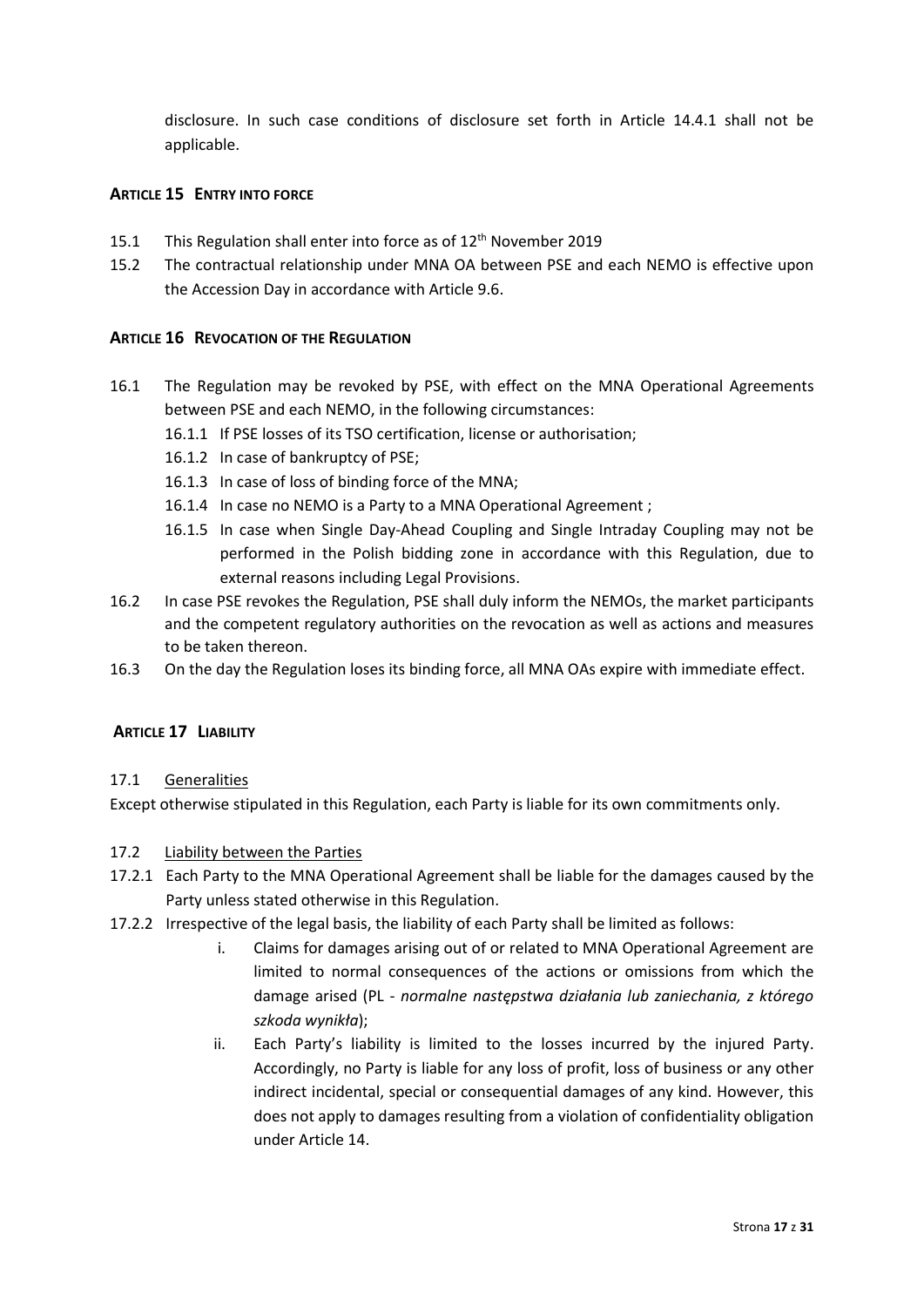disclosure. In such case conditions of disclosure set forth in Article 14.4.1 shall not be applicable.

### ARTICLE 15 ENTRY INTO FORCE

15.1 This Regulation shall enter into force as of 12th November 2019

15.2 The contractual relationship under MNA OA between PSE and each NEMO is effective upon the Accession Day in accordance with Article 9.6.

### ARTICLE 16 REVOCATION OF THE REGULATION

16.1 The Regulation may be revoked by PSE, with effect on the MNA Operational Agreements between PSE and each NEMO, in the following circumstances:

- 16.1.1 If PSE losses of its TSO certification, license or authorisation;
- 16.1.2 In case of bankruptcy of PSE;
- 16.1.3 In case of loss of binding force of the MNA;
- 16.1.4 In case no NEMO is a Party to a MNA Operational Agreement ;
- 16.1.5 In case when Single Day-Ahead Coupling and Single Intraday Coupling may not be performed in the Polish bidding zone in accordance with this Regulation, due to external reasons including Legal Provisions.

16.2 In case PSE revokes the Regulation, PSE shall duly inform the NEMOs, the market participants and the competent regulatory authorities on the revocation as well as actions and measures to be taken thereon.

16.3 On the day the Regulation loses its binding force, all MNA OAs expire with immediate effect.

### ARTICLE 17 LIABILITY

17.1 Generalities

Except otherwise stipulated in this Regulation, each Party is liable for its own commitments only.

17.2 Liability between the Parties

17.2.1 Each Party to the MNA Operational Agreement shall be liable for the damages caused by the Party unless stated otherwise in this Regulation.

17.2.2 Irrespective of the legal basis, the liability of each Party shall be limited as follows:

- i. Claims for damages arising out of or related to MNA Operational Agreement are limited to normal consequences of the actions or omissions from which the damage arised (PL - *normalne następstwa działania lub zaniechania, z którego szkoda wynikła*);
- ii. Each Party's liability is limited to the losses incurred by the injured Party. Accordingly, no Party is liable for any loss of profit, loss of business or any other indirect incidental, special or consequential damages of any kind. However, this does not apply to damages resulting from a violation of confidentiality obligation under Article 14.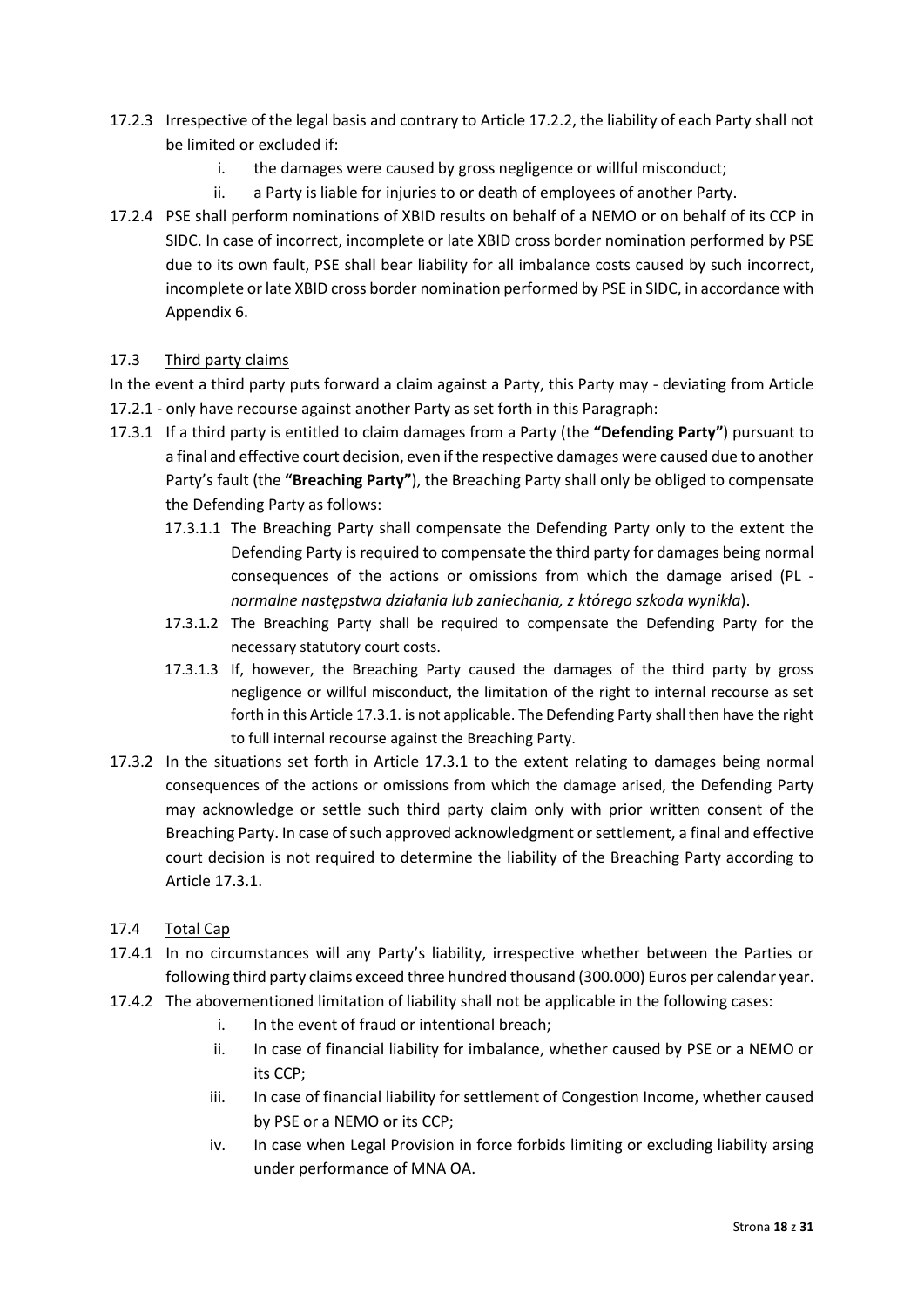17.2.3 Irrespective of the legal basis and contrary to Article 17.2.2, the liability of each Party shall not be limited or excluded if:

i. the damages were caused by gross negligence or willful misconduct;

ii. a Party is liable for injuries to or death of employees of another Party.

17.2.4 PSE shall perform nominations of XBID results on behalf of a NEMO or on behalf of its CCP in SIDC. In case of incorrect, incomplete or late XBID cross border nomination performed by PSE due to its own fault, PSE shall bear liability for all imbalance costs caused by such incorrect, incomplete or late XBID cross border nomination performed by PSE in SIDC, in accordance with Appendix 6.

17.3 Third party claims

In the event a third party puts forward a claim against a Party, this Party may - deviating from Article 17.2.1 - only have recourse against another Party as set forth in this Paragraph:

17.3.1 If a third party is entitled to claim damages from a Party (the **"Defending Party"**) pursuant to a final and effective court decision, even if the respective damages were caused due to another Party's fault (the **"Breaching Party"**), the Breaching Party shall only be obliged to compensate the Defending Party as follows:

17.3.1.1 The Breaching Party shall compensate the Defending Party only to the extent the Defending Party is required to compensate the third party for damages being normal consequences of the actions or omissions from which the damage arised (PL - *normalne następstwa działania lub zaniechania, z którego szkoda wynikła*).

17.3.1.2 The Breaching Party shall be required to compensate the Defending Party for the necessary statutory court costs.

17.3.1.3 If, however, the Breaching Party caused the damages of the third party by gross negligence or willful misconduct, the limitation of the right to internal recourse as set forth in this Article 17.3.1. is not applicable. The Defending Party shall then have the right to full internal recourse against the Breaching Party.

17.3.2 In the situations set forth in Article 17.3.1 to the extent relating to damages being normal consequences of the actions or omissions from which the damage arised, the Defending Party may acknowledge or settle such third party claim only with prior written consent of the Breaching Party. In case of such approved acknowledgment or settlement, a final and effective court decision is not required to determine the liability of the Breaching Party according to Article 17.3.1.

17.4 Total Cap

17.4.1 In no circumstances will any Party's liability, irrespective whether between the Parties or following third party claims exceed three hundred thousand (300.000) Euros per calendar year.

17.4.2 The abovementioned limitation of liability shall not be applicable in the following cases:

i. In the event of fraud or intentional breach;

ii. In case of financial liability for imbalance, whether caused by PSE or a NEMO or its CCP;

iii. In case of financial liability for settlement of Congestion Income, whether caused by PSE or a NEMO or its CCP;

iv. In case when Legal Provision in force forbids limiting or excluding liability arsing under performance of MNA OA.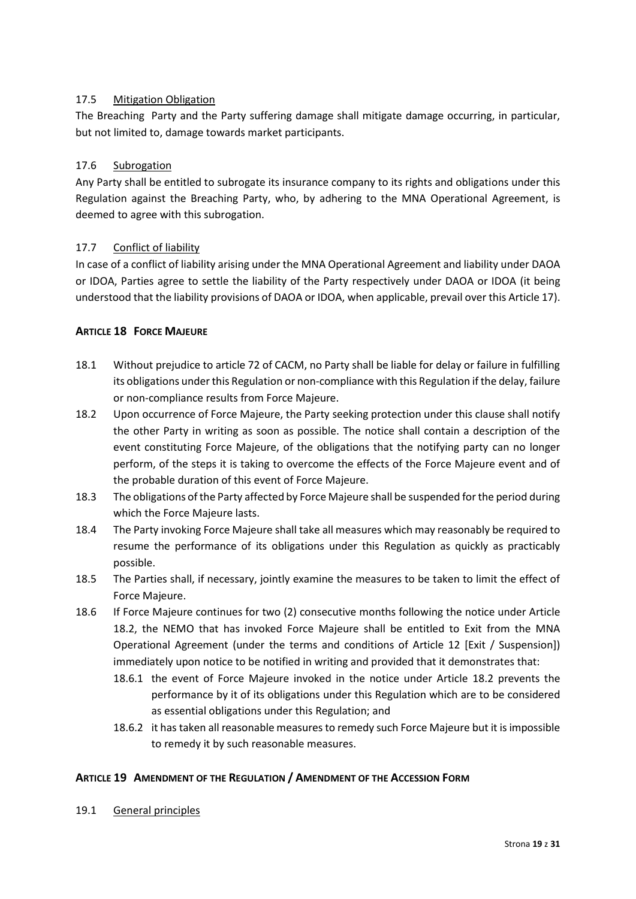### 17.5 Mitigation Obligation

The Breaching Party and the Party suffering damage shall mitigate damage occurring, in particular, but not limited to, damage towards market participants.

### 17.6 Subrogation

Any Party shall be entitled to subrogate its insurance company to its rights and obligations under this Regulation against the Breaching Party, who, by adhering to the MNA Operational Agreement, is deemed to agree with this subrogation.

### 17.7 Conflict of liability

In case of a conflict of liability arising under the MNA Operational Agreement and liability under DAOA or IDOA, Parties agree to settle the liability of the Party respectively under DAOA or IDOA (it being understood that the liability provisions of DAOA or IDOA, when applicable, prevail over this Article 17).

## ARTICLE 18 FORCE MAJEURE

18.1 Without prejudice to article 72 of CACM, no Party shall be liable for delay or failure in fulfilling its obligations under this Regulation or non-compliance with this Regulation if the delay, failure or non-compliance results from Force Majeure.

18.2 Upon occurrence of Force Majeure, the Party seeking protection under this clause shall notify the other Party in writing as soon as possible. The notice shall contain a description of the event constituting Force Majeure, of the obligations that the notifying party can no longer perform, of the steps it is taking to overcome the effects of the Force Majeure event and of the probable duration of this event of Force Majeure.

18.3 The obligations of the Party affected by Force Majeure shall be suspended for the period during which the Force Majeure lasts.

18.4 The Party invoking Force Majeure shall take all measures which may reasonably be required to resume the performance of its obligations under this Regulation as quickly as practicably possible.

18.5 The Parties shall, if necessary, jointly examine the measures to be taken to limit the effect of Force Majeure.

18.6 If Force Majeure continues for two (2) consecutive months following the notice under Article 18.2, the NEMO that has invoked Force Majeure shall be entitled to Exit from the MNA Operational Agreement (under the terms and conditions of Article 12 [Exit / Suspension]) immediately upon notice to be notified in writing and provided that it demonstrates that:

18.6.1 the event of Force Majeure invoked in the notice under Article 18.2 prevents the performance by it of its obligations under this Regulation which are to be considered as essential obligations under this Regulation; and

18.6.2 it has taken all reasonable measures to remedy such Force Majeure but it is impossible to remedy it by such reasonable measures.

## ARTICLE 19 AMENDMENT OF THE REGULATION / AMENDMENT OF THE ACCESSION FORM

### 19.1 General principles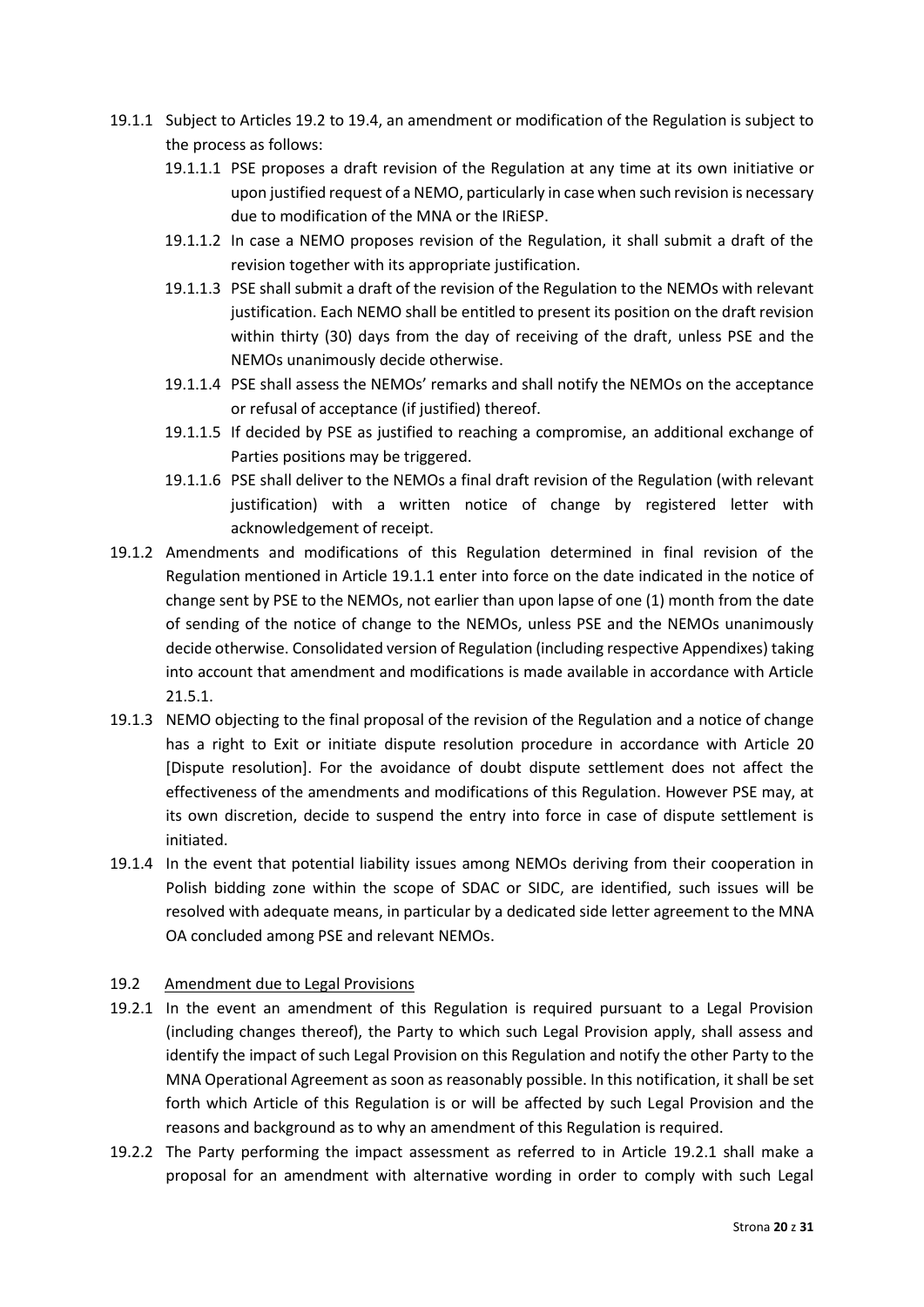19.1.1 Subject to Articles 19.2 to 19.4, an amendment or modification of the Regulation is subject to the process as follows:

19.1.1.1 PSE proposes a draft revision of the Regulation at any time at its own initiative or upon justified request of a NEMO, particularly in case when such revision is necessary due to modification of the MNA or the IRiESP.

19.1.1.2 In case a NEMO proposes revision of the Regulation, it shall submit a draft of the revision together with its appropriate justification.

19.1.1.3 PSE shall submit a draft of the revision of the Regulation to the NEMOs with relevant justification. Each NEMO shall be entitled to present its position on the draft revision within thirty (30) days from the day of receiving of the draft, unless PSE and the NEMOs unanimously decide otherwise.

19.1.1.4 PSE shall assess the NEMOs' remarks and shall notify the NEMOs on the acceptance or refusal of acceptance (if justified) thereof.

19.1.1.5 If decided by PSE as justified to reaching a compromise, an additional exchange of Parties positions may be triggered.

19.1.1.6 PSE shall deliver to the NEMOs a final draft revision of the Regulation (with relevant justification) with a written notice of change by registered letter with acknowledgement of receipt.

19.1.2 Amendments and modifications of this Regulation determined in final revision of the Regulation mentioned in Article 19.1.1 enter into force on the date indicated in the notice of change sent by PSE to the NEMOs, not earlier than upon lapse of one (1) month from the date of sending of the notice of change to the NEMOs, unless PSE and the NEMOs unanimously decide otherwise. Consolidated version of Regulation (including respective Appendixes) taking into account that amendment and modifications is made available in accordance with Article 21.5.1.

19.1.3 NEMO objecting to the final proposal of the revision of the Regulation and a notice of change has a right to Exit or initiate dispute resolution procedure in accordance with Article 20 [Dispute resolution]. For the avoidance of doubt dispute settlement does not affect the effectiveness of the amendments and modifications of this Regulation. However PSE may, at its own discretion, decide to suspend the entry into force in case of dispute settlement is initiated.

19.1.4 In the event that potential liability issues among NEMOs deriving from their cooperation in Polish bidding zone within the scope of SDAC or SIDC, are identified, such issues will be resolved with adequate means, in particular by a dedicated side letter agreement to the MNA OA concluded among PSE and relevant NEMOs.

19.2 Amendment due to Legal Provisions

19.2.1 In the event an amendment of this Regulation is required pursuant to a Legal Provision (including changes thereof), the Party to which such Legal Provision apply, shall assess and identify the impact of such Legal Provision on this Regulation and notify the other Party to the MNA Operational Agreement as soon as reasonably possible. In this notification, it shall be set forth which Article of this Regulation is or will be affected by such Legal Provision and the reasons and background as to why an amendment of this Regulation is required.

19.2.2 The Party performing the impact assessment as referred to in Article 19.2.1 shall make a proposal for an amendment with alternative wording in order to comply with such Legal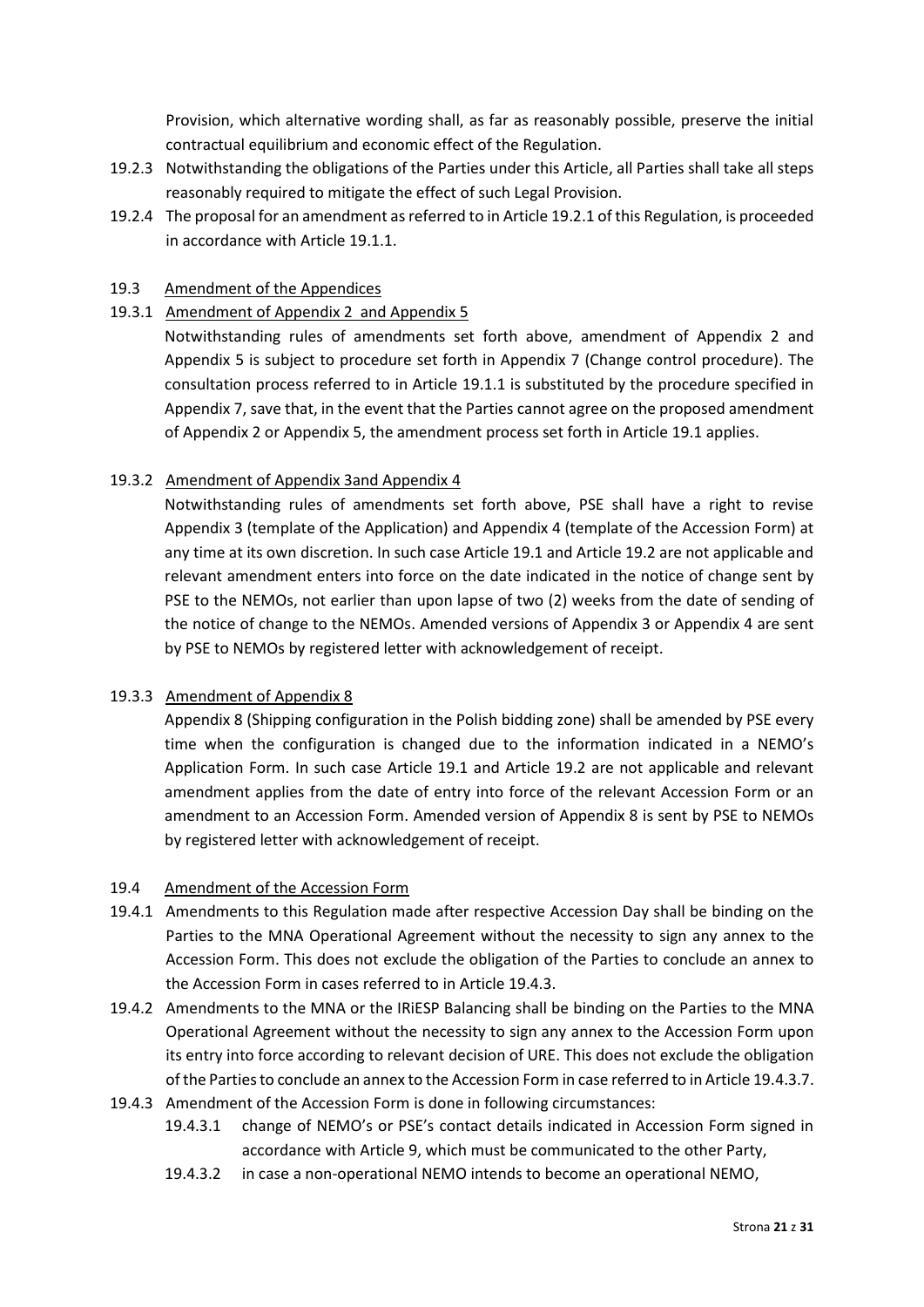Provision, which alternative wording shall, as far as reasonably possible, preserve the initial contractual equilibrium and economic effect of the Regulation.

19.2.3 Notwithstanding the obligations of the Parties under this Article, all Parties shall take all steps reasonably required to mitigate the effect of such Legal Provision.

19.2.4 The proposal for an amendment as referred to in Article 19.2.1 of this Regulation, is proceeded in accordance with Article 19.1.1.

19.3 Amendment of the Appendices

19.3.1 Amendment of Appendix 2 and Appendix 5

Notwithstanding rules of amendments set forth above, amendment of Appendix 2 and Appendix 5 is subject to procedure set forth in Appendix 7 (Change control procedure). The consultation process referred to in Article 19.1.1 is substituted by the procedure specified in Appendix 7, save that, in the event that the Parties cannot agree on the proposed amendment of Appendix 2 or Appendix 5, the amendment process set forth in Article 19.1 applies.

19.3.2 Amendment of Appendix 3and Appendix 4

Notwithstanding rules of amendments set forth above, PSE shall have a right to revise Appendix 3 (template of the Application) and Appendix 4 (template of the Accession Form) at any time at its own discretion. In such case Article 19.1 and Article 19.2 are not applicable and relevant amendment enters into force on the date indicated in the notice of change sent by PSE to the NEMOs, not earlier than upon lapse of two (2) weeks from the date of sending of the notice of change to the NEMOs. Amended versions of Appendix 3 or Appendix 4 are sent by PSE to NEMOs by registered letter with acknowledgement of receipt.

19.3.3 Amendment of Appendix 8

Appendix 8 (Shipping configuration in the Polish bidding zone) shall be amended by PSE every time when the configuration is changed due to the information indicated in a NEMO's Application Form. In such case Article 19.1 and Article 19.2 are not applicable and relevant amendment applies from the date of entry into force of the relevant Accession Form or an amendment to an Accession Form. Amended version of Appendix 8 is sent by PSE to NEMOs by registered letter with acknowledgement of receipt.

19.4 Amendment of the Accession Form

19.4.1 Amendments to this Regulation made after respective Accession Day shall be binding on the Parties to the MNA Operational Agreement without the necessity to sign any annex to the Accession Form. This does not exclude the obligation of the Parties to conclude an annex to the Accession Form in cases referred to in Article 19.4.3.

19.4.2 Amendments to the MNA or the IRiESP Balancing shall be binding on the Parties to the MNA Operational Agreement without the necessity to sign any annex to the Accession Form upon its entry into force according to relevant decision of URE. This does not exclude the obligation of the Parties to conclude an annex to the Accession Form in case referred to in Article 19.4.3.7.

19.4.3 Amendment of the Accession Form is done in following circumstances:

19.4.3.1 change of NEMO's or PSE's contact details indicated in Accession Form signed in accordance with Article 9, which must be communicated to the other Party,

19.4.3.2 in case a non-operational NEMO intends to become an operational NEMO,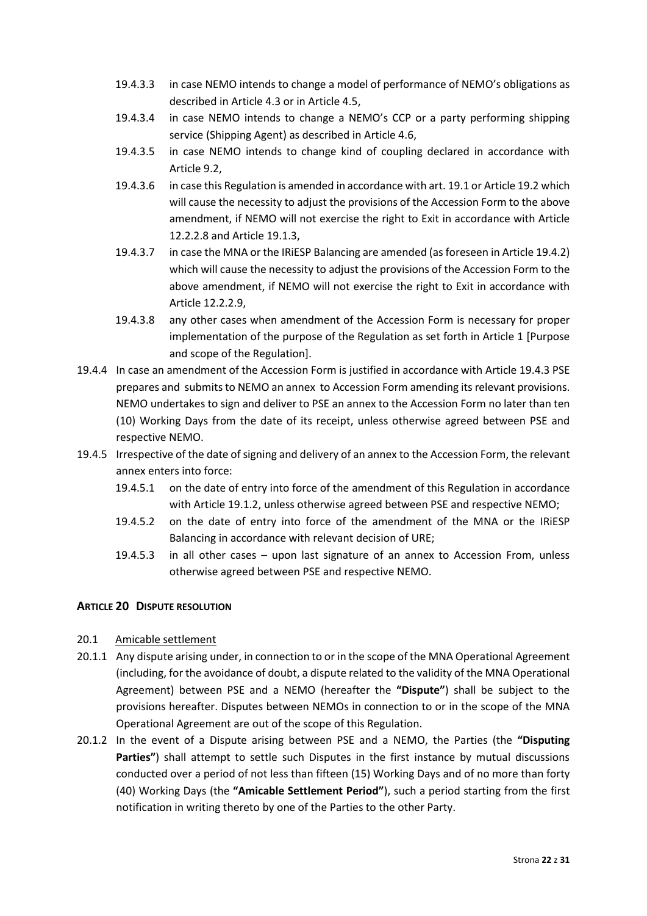19.4.3.3 in case NEMO intends to change a model of performance of NEMO's obligations as described in Article 4.3 or in Article 4.5,

19.4.3.4 in case NEMO intends to change a NEMO's CCP or a party performing shipping service (Shipping Agent) as described in Article 4.6,

19.4.3.5 in case NEMO intends to change kind of coupling declared in accordance with Article 9.2,

19.4.3.6 in case this Regulation is amended in accordance with art. 19.1 or Article 19.2 which will cause the necessity to adjust the provisions of the Accession Form to the above amendment, if NEMO will not exercise the right to Exit in accordance with Article 12.2.2.8 and Article 19.1.3,

19.4.3.7 in case the MNA or the IRiESP Balancing are amended (as foreseen in Article 19.4.2) which will cause the necessity to adjust the provisions of the Accession Form to the above amendment, if NEMO will not exercise the right to Exit in accordance with Article 12.2.2.9,

19.4.3.8 any other cases when amendment of the Accession Form is necessary for proper implementation of the purpose of the Regulation as set forth in Article 1 [Purpose and scope of the Regulation].

19.4.4 In case an amendment of the Accession Form is justified in accordance with Article 19.4.3 PSE prepares and submits to NEMO an annex to Accession Form amending its relevant provisions. NEMO undertakes to sign and deliver to PSE an annex to the Accession Form no later than ten (10) Working Days from the date of its receipt, unless otherwise agreed between PSE and respective NEMO.

19.4.5 Irrespective of the date of signing and delivery of an annex to the Accession Form, the relevant annex enters into force:

19.4.5.1 on the date of entry into force of the amendment of this Regulation in accordance with Article 19.1.2, unless otherwise agreed between PSE and respective NEMO;

19.4.5.2 on the date of entry into force of the amendment of the MNA or the IRiESP Balancing in accordance with relevant decision of URE;

19.4.5.3 in all other cases – upon last signature of an annex to Accession From, unless otherwise agreed between PSE and respective NEMO.

## ARTICLE 20 DISPUTE RESOLUTION

20.1 Amicable settlement

20.1.1 Any dispute arising under, in connection to or in the scope of the MNA Operational Agreement (including, for the avoidance of doubt, a dispute related to the validity of the MNA Operational Agreement) between PSE and a NEMO (hereafter the **"Dispute"**) shall be subject to the provisions hereafter. Disputes between NEMOs in connection to or in the scope of the MNA Operational Agreement are out of the scope of this Regulation.

20.1.2 In the event of a Dispute arising between PSE and a NEMO, the Parties (the **"Disputing Parties"**) shall attempt to settle such Disputes in the first instance by mutual discussions conducted over a period of not less than fifteen (15) Working Days and of no more than forty (40) Working Days (the **"Amicable Settlement Period"**), such a period starting from the first notification in writing thereto by one of the Parties to the other Party.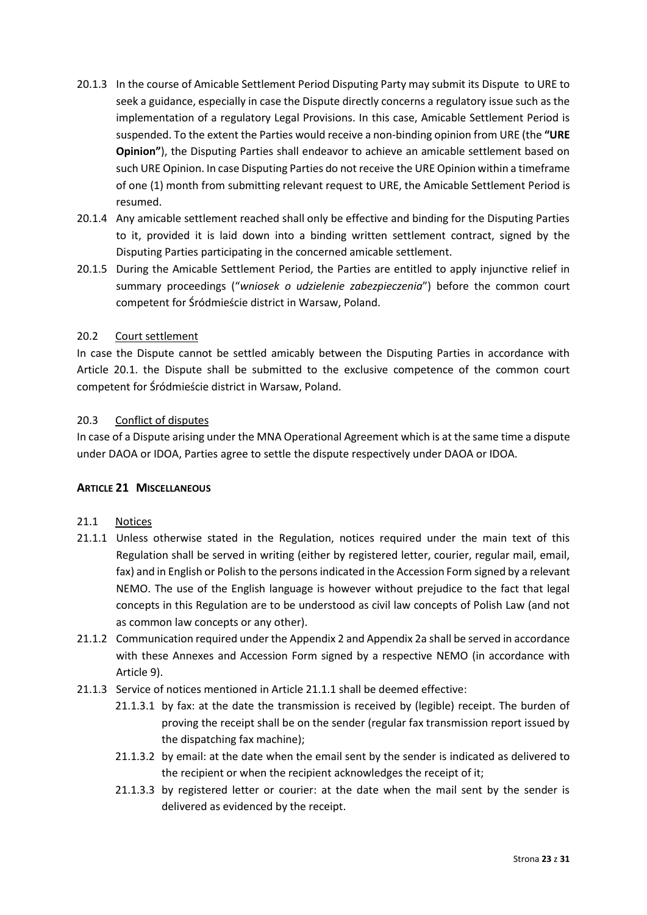20.1.3 In the course of Amicable Settlement Period Disputing Party may submit its Dispute to URE to seek a guidance, especially in case the Dispute directly concerns a regulatory issue such as the implementation of a regulatory Legal Provisions. In this case, Amicable Settlement Period is suspended. To the extent the Parties would receive a non-binding opinion from URE (the **"URE Opinion"**), the Disputing Parties shall endeavor to achieve an amicable settlement based on such URE Opinion. In case Disputing Parties do not receive the URE Opinion within a timeframe of one (1) month from submitting relevant request to URE, the Amicable Settlement Period is resumed.

20.1.4 Any amicable settlement reached shall only be effective and binding for the Disputing Parties to it, provided it is laid down into a binding written settlement contract, signed by the Disputing Parties participating in the concerned amicable settlement.

20.1.5 During the Amicable Settlement Period, the Parties are entitled to apply injunctive relief in summary proceedings ("*wniosek o udzielenie zabezpieczenia*") before the common court competent for Śródmieście district in Warsaw, Poland.

20.2 Court settlement

In case the Dispute cannot be settled amicably between the Disputing Parties in accordance with Article 20.1. the Dispute shall be submitted to the exclusive competence of the common court competent for Śródmieście district in Warsaw, Poland.

20.3 Conflict of disputes

In case of a Dispute arising under the MNA Operational Agreement which is at the same time a dispute under DAOA or IDOA, Parties agree to settle the dispute respectively under DAOA or IDOA.

## ARTICLE 21 MISCELLANEOUS

21.1 Notices

21.1.1 Unless otherwise stated in the Regulation, notices required under the main text of this Regulation shall be served in writing (either by registered letter, courier, regular mail, email, fax) and in English or Polish to the persons indicated in the Accession Form signed by a relevant NEMO. The use of the English language is however without prejudice to the fact that legal concepts in this Regulation are to be understood as civil law concepts of Polish Law (and not as common law concepts or any other).

21.1.2 Communication required under the Appendix 2 and Appendix 2a shall be served in accordance with these Annexes and Accession Form signed by a respective NEMO (in accordance with Article 9).

21.1.3 Service of notices mentioned in Article 21.1.1 shall be deemed effective:

21.1.3.1 by fax: at the date the transmission is received by (legible) receipt. The burden of proving the receipt shall be on the sender (regular fax transmission report issued by the dispatching fax machine);

21.1.3.2 by email: at the date when the email sent by the sender is indicated as delivered to the recipient or when the recipient acknowledges the receipt of it;

21.1.3.3 by registered letter or courier: at the date when the mail sent by the sender is delivered as evidenced by the receipt.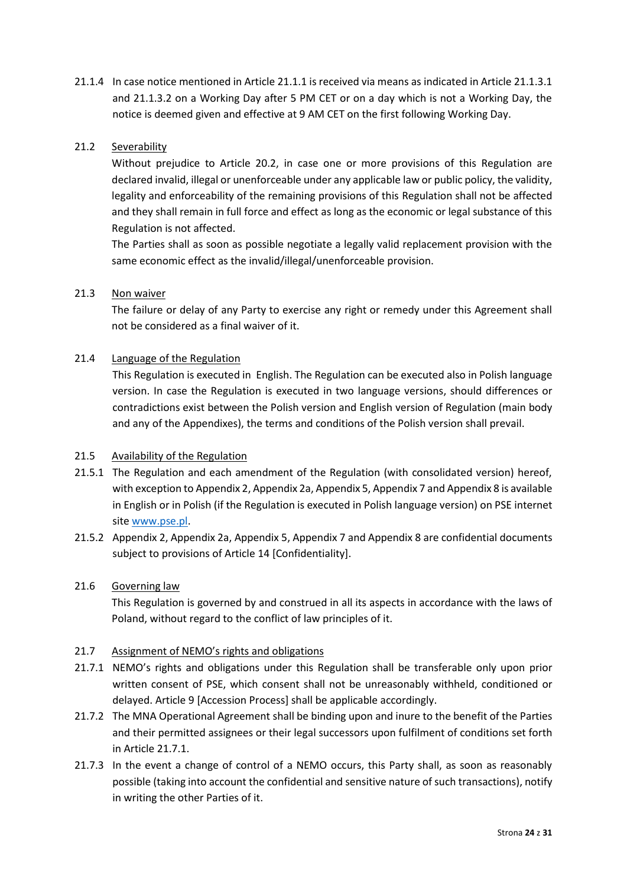21.1.4 In case notice mentioned in Article 21.1.1 is received via means as indicated in Article 21.1.3.1 and 21.1.3.2 on a Working Day after 5 PM CET or on a day which is not a Working Day, the notice is deemed given and effective at 9 AM CET on the first following Working Day.

21.2 Severability

Without prejudice to Article 20.2, in case one or more provisions of this Regulation are declared invalid, illegal or unenforceable under any applicable law or public policy, the validity, legality and enforceability of the remaining provisions of this Regulation shall not be affected and they shall remain in full force and effect as long as the economic or legal substance of this Regulation is not affected.

The Parties shall as soon as possible negotiate a legally valid replacement provision with the same economic effect as the invalid/illegal/unenforceable provision.

21.3 Non waiver

The failure or delay of any Party to exercise any right or remedy under this Agreement shall not be considered as a final waiver of it.

21.4 Language of the Regulation

This Regulation is executed in English. The Regulation can be executed also in Polish language version. In case the Regulation is executed in two language versions, should differences or contradictions exist between the Polish version and English version of Regulation (main body and any of the Appendixes), the terms and conditions of the Polish version shall prevail.

21.5 Availability of the Regulation

21.5.1 The Regulation and each amendment of the Regulation (with consolidated version) hereof, with exception to Appendix 2, Appendix 2a, Appendix 5, Appendix 7 and Appendix 8 is available in English or in Polish (if the Regulation is executed in Polish language version) on PSE internet site www.pse.pl.

21.5.2 Appendix 2, Appendix 2a, Appendix 5, Appendix 7 and Appendix 8 are confidential documents subject to provisions of Article 14 [Confidentiality].

21.6 Governing law

This Regulation is governed by and construed in all its aspects in accordance with the laws of Poland, without regard to the conflict of law principles of it.

21.7 Assignment of NEMO's rights and obligations

21.7.1 NEMO's rights and obligations under this Regulation shall be transferable only upon prior written consent of PSE, which consent shall not be unreasonably withheld, conditioned or delayed. Article 9 [Accession Process] shall be applicable accordingly.

21.7.2 The MNA Operational Agreement shall be binding upon and inure to the benefit of the Parties and their permitted assignees or their legal successors upon fulfilment of conditions set forth in Article 21.7.1.

21.7.3 In the event a change of control of a NEMO occurs, this Party shall, as soon as reasonably possible (taking into account the confidential and sensitive nature of such transactions), notify in writing the other Parties of it.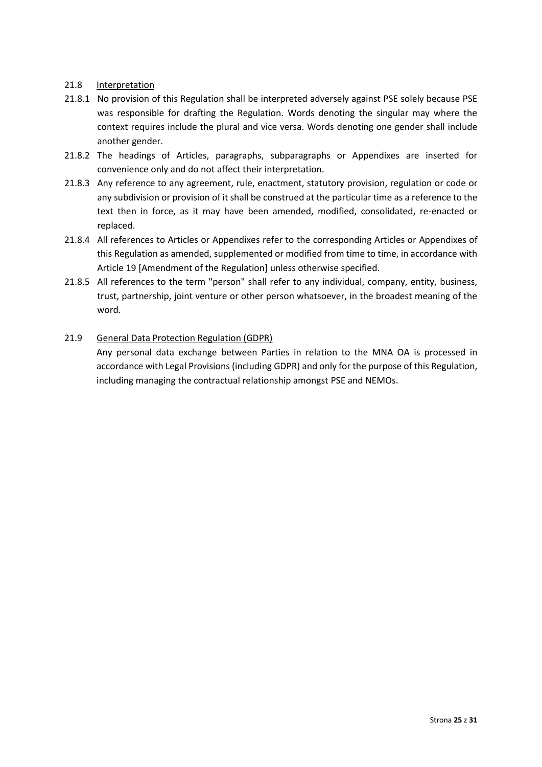## 21.8 Interpretation

21.8.1 No provision of this Regulation shall be interpreted adversely against PSE solely because PSE was responsible for drafting the Regulation. Words denoting the singular may where the context requires include the plural and vice versa. Words denoting one gender shall include another gender.

21.8.2 The headings of Articles, paragraphs, subparagraphs or Appendixes are inserted for convenience only and do not affect their interpretation.

21.8.3 Any reference to any agreement, rule, enactment, statutory provision, regulation or code or any subdivision or provision of it shall be construed at the particular time as a reference to the text then in force, as it may have been amended, modified, consolidated, re-enacted or replaced.

21.8.4 All references to Articles or Appendixes refer to the corresponding Articles or Appendixes of this Regulation as amended, supplemented or modified from time to time, in accordance with Article 19 [Amendment of the Regulation] unless otherwise specified.

21.8.5 All references to the term "person" shall refer to any individual, company, entity, business, trust, partnership, joint venture or other person whatsoever, in the broadest meaning of the word.

## 21.9 General Data Protection Regulation (GDPR)

Any personal data exchange between Parties in relation to the MNA OA is processed in accordance with Legal Provisions (including GDPR) and only for the purpose of this Regulation, including managing the contractual relationship amongst PSE and NEMOs.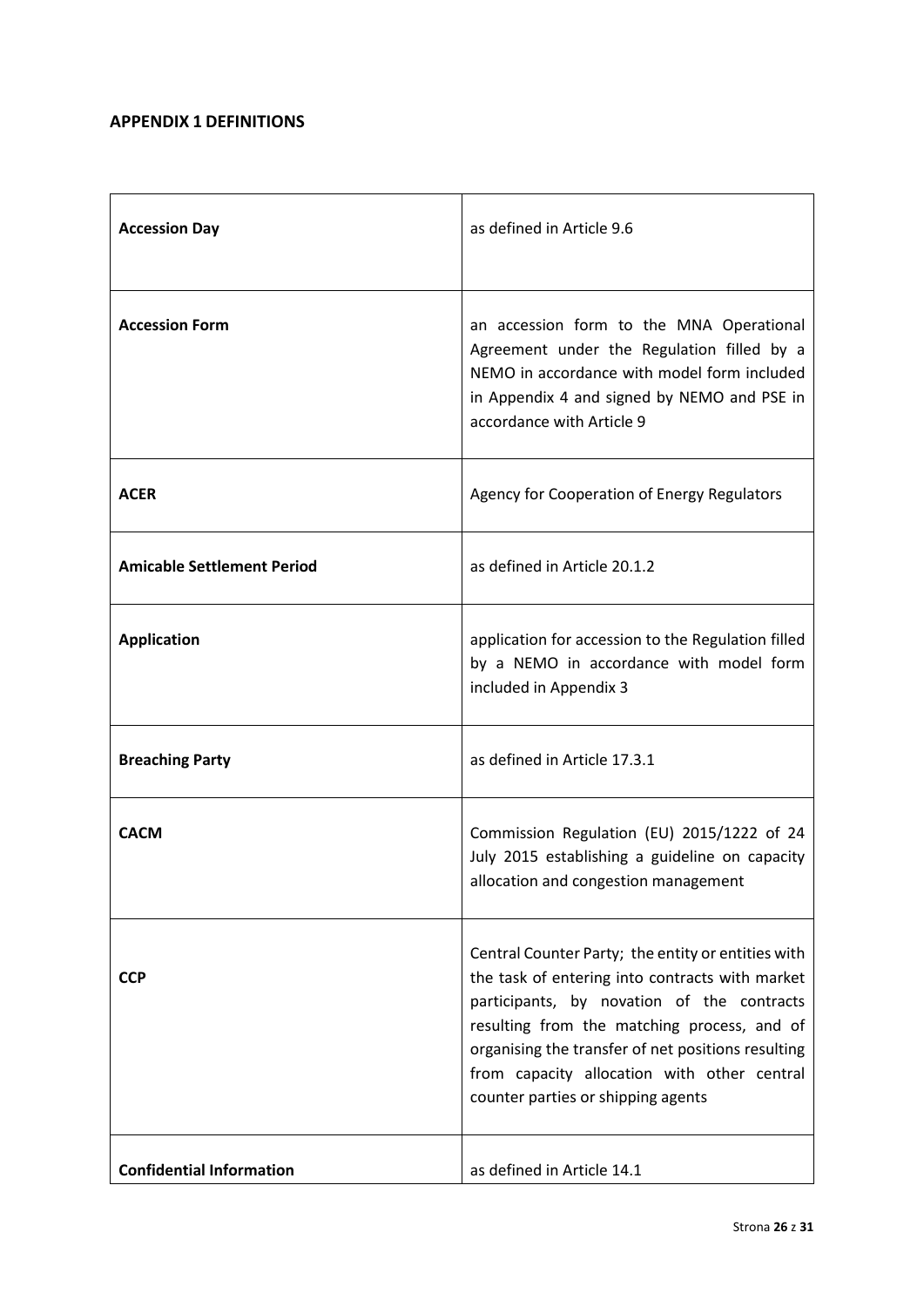**APPENDIX 1 DEFINITIONS**

| | |
|---|---|
| **Accession Day** | as defined in Article 9.6 |
| **Accession Form** | an accession form to the MNA Operational Agreement under the Regulation filled by a NEMO in accordance with model form included in Appendix 4 and signed by NEMO and PSE in accordance with Article 9 |
| **ACER** | Agency for Cooperation of Energy Regulators |
| **Amicable Settlement Period** | as defined in Article 20.1.2 |
| **Application** | application for accession to the Regulation filled by a NEMO in accordance with model form included in Appendix 3 |
| **Breaching Party** | as defined in Article 17.3.1 |
| **CACM** | Commission Regulation (EU) 2015/1222 of 24 July 2015 establishing a guideline on capacity allocation and congestion management |
| **CCP** | Central Counter Party; the entity or entities with the task of entering into contracts with market participants, by novation of the contracts resulting from the matching process, and of organising the transfer of net positions resulting from capacity allocation with other central counter parties or shipping agents |
| **Confidential Information** | as defined in Article 14.1 |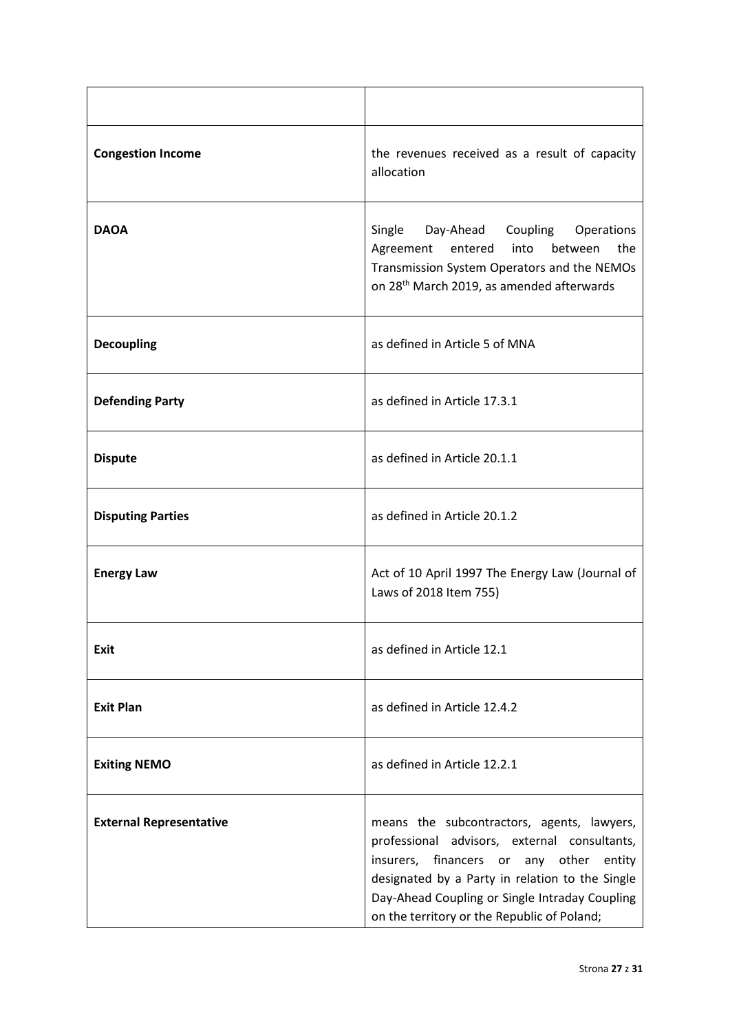| | |
|---|---|
| **Congestion Income** | the revenues received as a result of capacity allocation |
| **DAOA** | Single Day-Ahead Coupling Operations Agreement entered into between the Transmission System Operators and the NEMOs on 28th March 2019, as amended afterwards |
| **Decoupling** | as defined in Article 5 of MNA |
| **Defending Party** | as defined in Article 17.3.1 |
| **Dispute** | as defined in Article 20.1.1 |
| **Disputing Parties** | as defined in Article 20.1.2 |
| **Energy Law** | Act of 10 April 1997 The Energy Law (Journal of Laws of 2018 Item 755) |
| **Exit** | as defined in Article 12.1 |
| **Exit Plan** | as defined in Article 12.4.2 |
| **Exiting NEMO** | as defined in Article 12.2.1 |
| **External Representative** | means the subcontractors, agents, lawyers, professional advisors, external consultants, insurers, financers or any other entity designated by a Party in relation to the Single Day-Ahead Coupling or Single Intraday Coupling on the territory or the Republic of Poland; |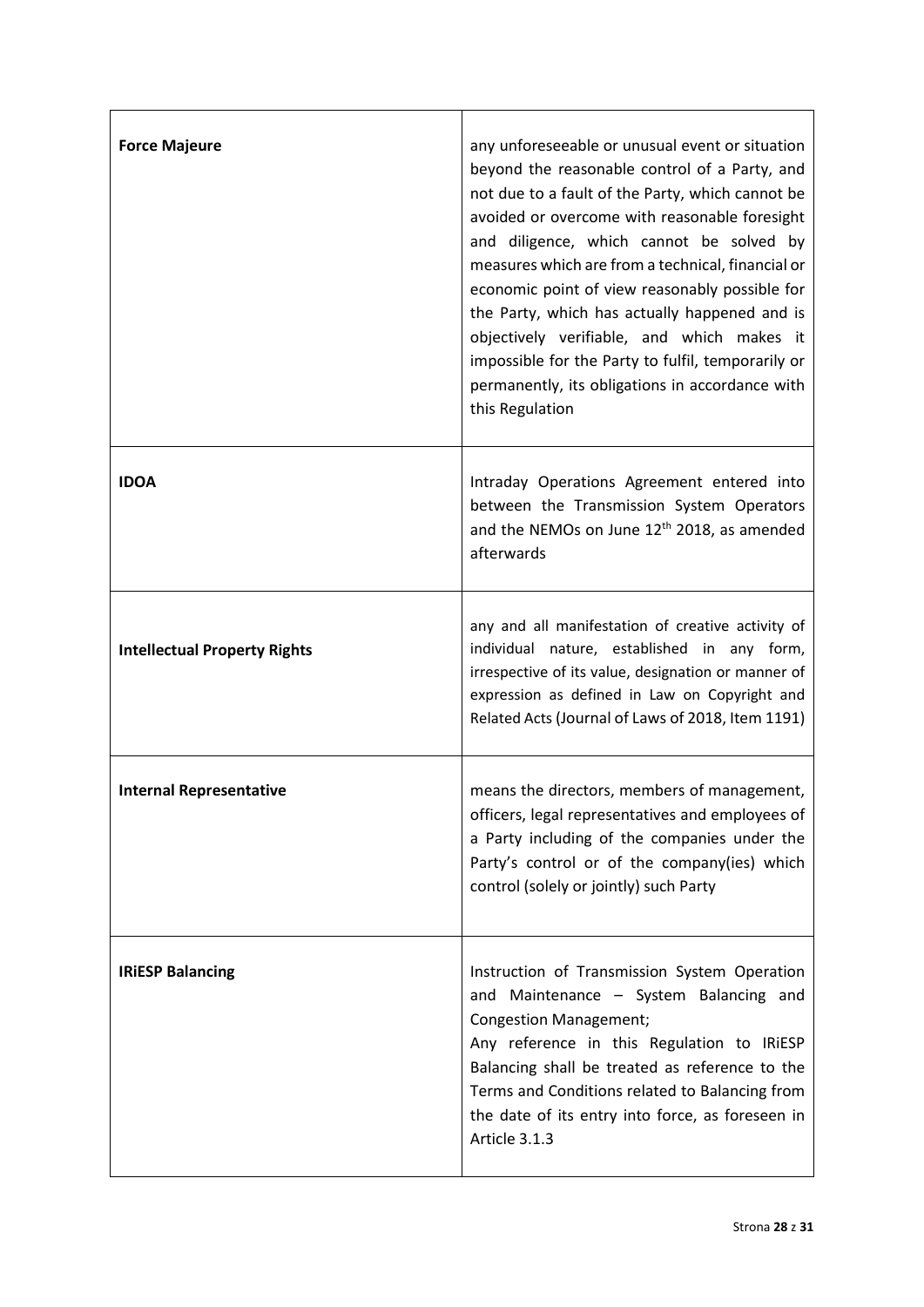| | |
|---|---|
| **Force Majeure** | any unforeseeable or unusual event or situation beyond the reasonable control of a Party, and not due to a fault of the Party, which cannot be avoided or overcome with reasonable foresight and diligence, which cannot be solved by measures which are from a technical, financial or economic point of view reasonably possible for the Party, which has actually happened and is objectively verifiable, and which makes it impossible for the Party to fulfil, temporarily or permanently, its obligations in accordance with this Regulation |
| **IDOA** | Intraday Operations Agreement entered into between the Transmission System Operators and the NEMOs on June 12th 2018, as amended afterwards |
| **Intellectual Property Rights** | any and all manifestation of creative activity of individual nature, established in any form, irrespective of its value, designation or manner of expression as defined in Law on Copyright and Related Acts (Journal of Laws of 2018, Item 1191) |
| **Internal Representative** | means the directors, members of management, officers, legal representatives and employees of a Party including of the companies under the Party's control or of the company(ies) which control (solely or jointly) such Party |
| **IRiESP Balancing** | Instruction of Transmission System Operation and Maintenance – System Balancing and Congestion Management;<br>Any reference in this Regulation to IRiESP Balancing shall be treated as reference to the Terms and Conditions related to Balancing from the date of its entry into force, as foreseen in Article 3.1.3 |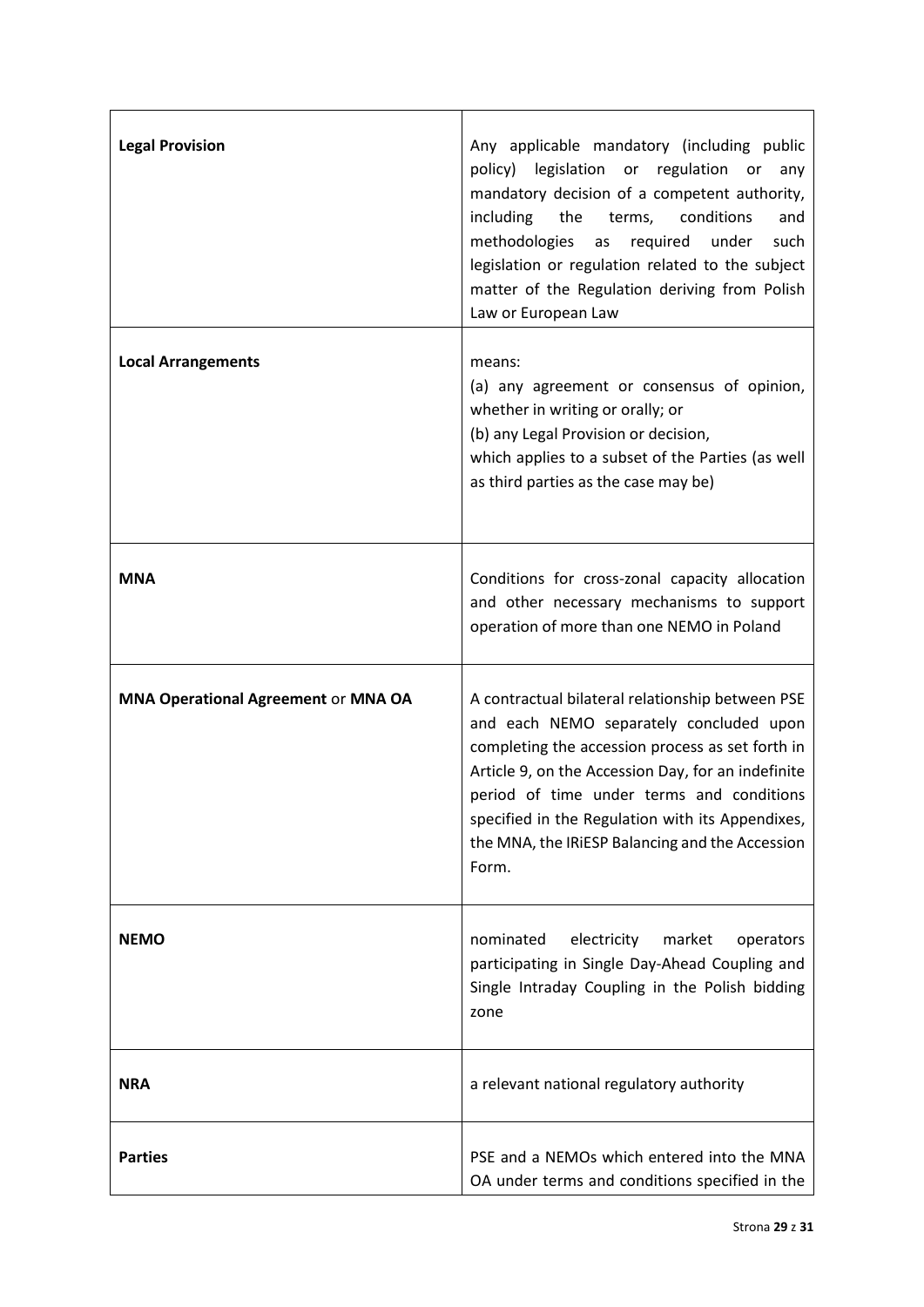| | |
|---|---|
| **Legal Provision** | Any applicable mandatory (including public policy) legislation or regulation or any mandatory decision of a competent authority, including the terms, conditions and methodologies as required under such legislation or regulation related to the subject matter of the Regulation deriving from Polish Law or European Law |
| **Local Arrangements** | means:<br>(a) any agreement or consensus of opinion, whether in writing or orally; or<br>(b) any Legal Provision or decision,<br>which applies to a subset of the Parties (as well as third parties as the case may be) |
| **MNA** | Conditions for cross-zonal capacity allocation and other necessary mechanisms to support operation of more than one NEMO in Poland |
| **MNA Operational Agreement** or **MNA OA** | A contractual bilateral relationship between PSE and each NEMO separately concluded upon completing the accession process as set forth in Article 9, on the Accession Day, for an indefinite period of time under terms and conditions specified in the Regulation with its Appendixes, the MNA, the IRiESP Balancing and the Accession Form. |
| **NEMO** | nominated electricity market operators participating in Single Day-Ahead Coupling and Single Intraday Coupling in the Polish bidding zone |
| **NRA** | a relevant national regulatory authority |
| **Parties** | PSE and a NEMOs which entered into the MNA OA under terms and conditions specified in the |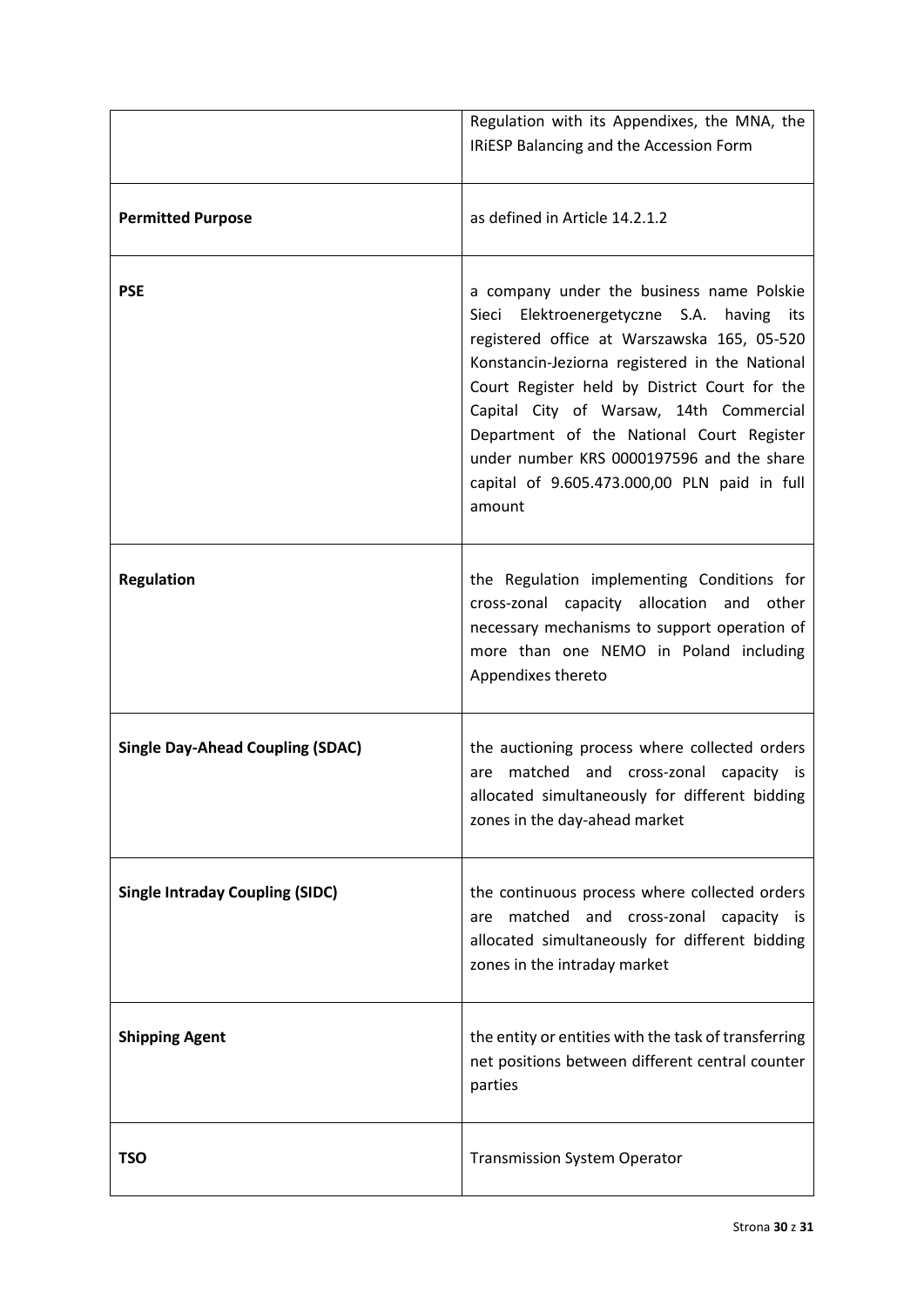| | |
|---|---|
| | Regulation with its Appendixes, the MNA, the IRiESP Balancing and the Accession Form |
| **Permitted Purpose** | as defined in Article 14.2.1.2 |
| **PSE** | a company under the business name Polskie Sieci Elektroenergetyczne S.A. having its registered office at Warszawska 165, 05-520 Konstancin-Jeziorna registered in the National Court Register held by District Court for the Capital City of Warsaw, 14th Commercial Department of the National Court Register under number KRS 0000197596 and the share capital of 9.605.473.000,00 PLN paid in full amount |
| **Regulation** | the Regulation implementing Conditions for cross-zonal capacity allocation and other necessary mechanisms to support operation of more than one NEMO in Poland including Appendixes thereto |
| **Single Day-Ahead Coupling (SDAC)** | the auctioning process where collected orders are matched and cross-zonal capacity is allocated simultaneously for different bidding zones in the day-ahead market |
| **Single Intraday Coupling (SIDC)** | the continuous process where collected orders are matched and cross-zonal capacity is allocated simultaneously for different bidding zones in the intraday market |
| **Shipping Agent** | the entity or entities with the task of transferring net positions between different central counter parties |
| **TSO** | Transmission System Operator |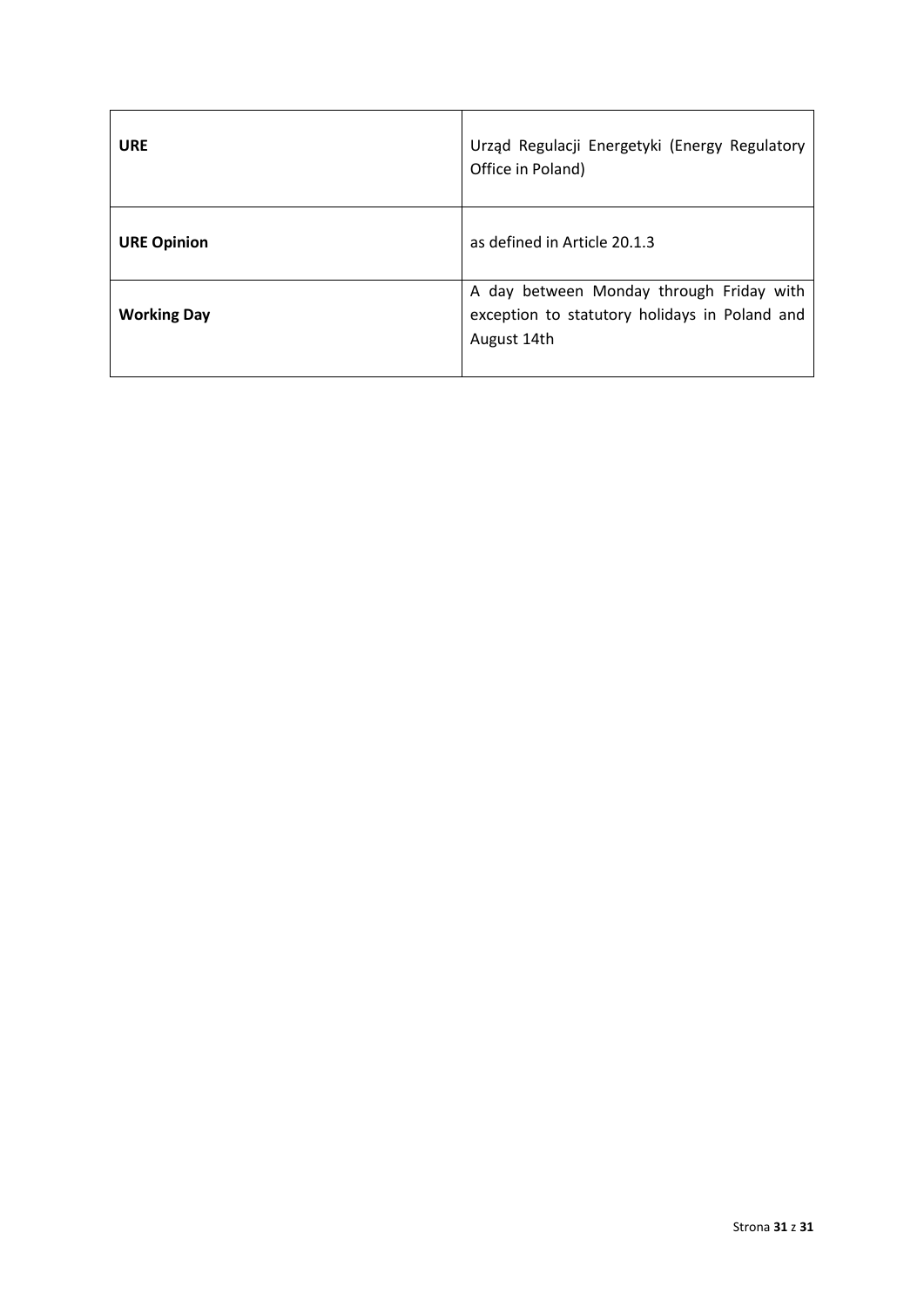| | |
|---|---|
| **URE** | Urząd Regulacji Energetyki (Energy Regulatory Office in Poland) |
| **URE Opinion** | as defined in Article 20.1.3 |
| **Working Day** | A day between Monday through Friday with exception to statutory holidays in Poland and August 14th |